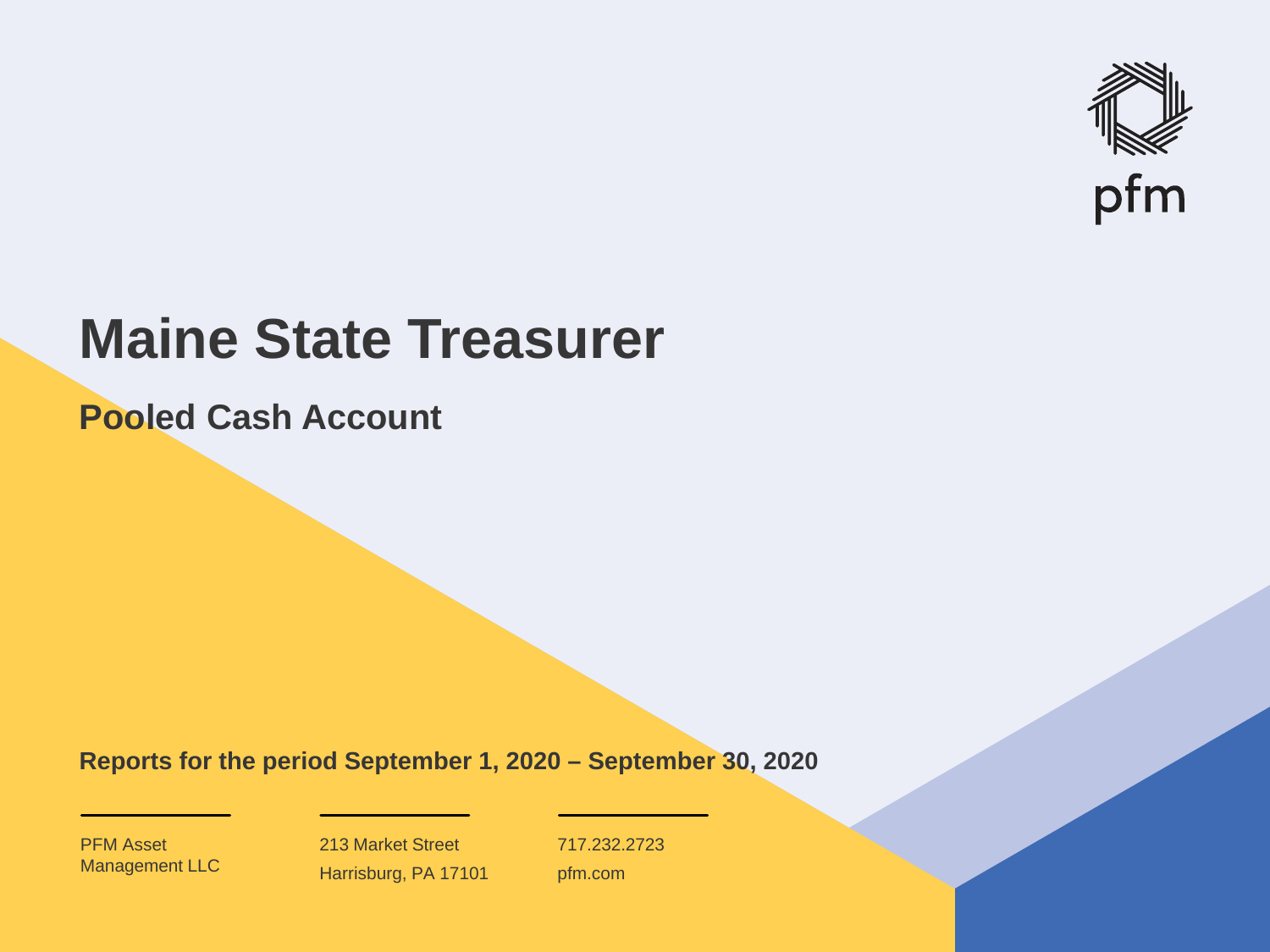pfm

# Maine State Treasurer

## Pooled Cash Account

**Reports for the period September 1, 2020 – September 30, 2020**

PFM Asset Management LLC

213 Market Street
Harrisburg, PA 17101

717.232.2723
pfm.com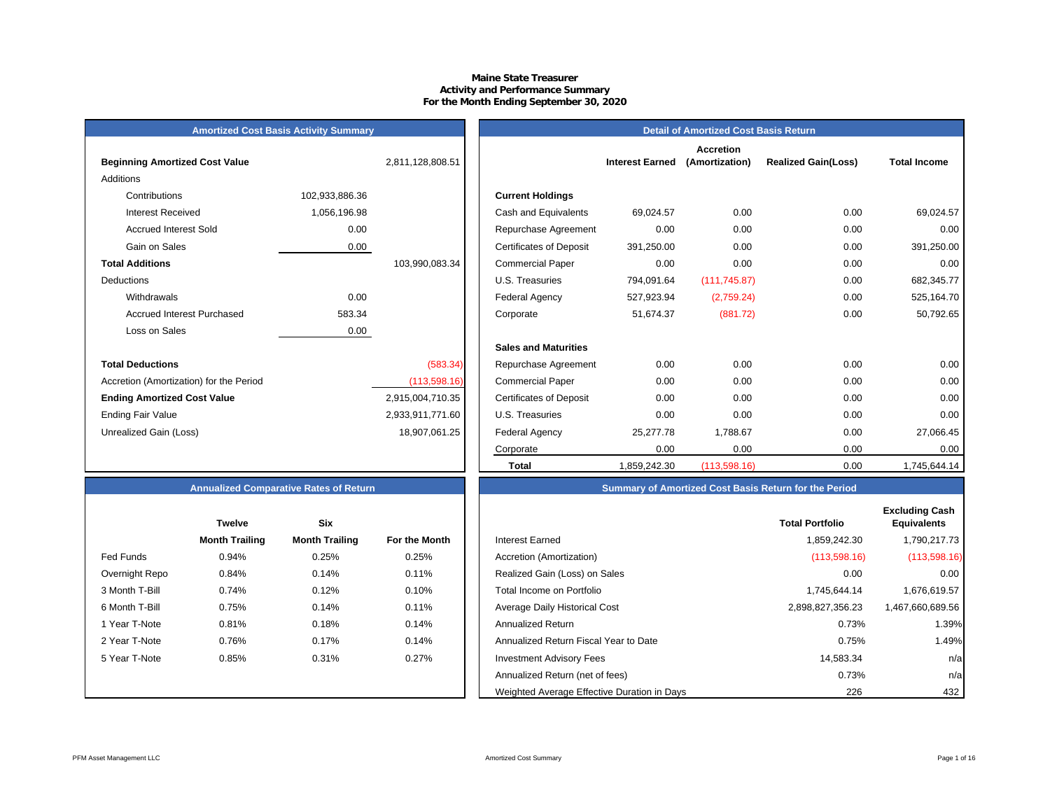# Maine State Treasurer
## Activity and Performance Summary
### For the Month Ending September 30, 2020

## Amortized Cost Basis Activity Summary

| | | |
|---|---|---|
| **Beginning Amortized Cost Value** | | 2,811,128,808.51 |
| Additions | | |
| Contributions | 102,933,886.36 | |
| Interest Received | 1,056,196.98 | |
| Accrued Interest Sold | 0.00 | |
| Gain on Sales | 0.00 | |
| **Total Additions** | | 103,990,083.34 |
| Deductions | | |
| Withdrawals | 0.00 | |
| Accrued Interest Purchased | 583.34 | |
| Loss on Sales | 0.00 | |
| **Total Deductions** | | (583.34) |
| Accretion (Amortization) for the Period | | (113,598.16) |
| **Ending Amortized Cost Value** | | 2,915,004,710.35 |
| Ending Fair Value | | 2,933,911,771.60 |
| Unrealized Gain (Loss) | | 18,907,061.25 |

## Detail of Amortized Cost Basis Return

| | Interest Earned | Accretion (Amortization) | Realized Gain(Loss) | Total Income |
|---|---|---|---|---|
| **Current Holdings** | | | | |
| Cash and Equivalents | 69,024.57 | 0.00 | 0.00 | 69,024.57 |
| Repurchase Agreement | 0.00 | 0.00 | 0.00 | 0.00 |
| Certificates of Deposit | 391,250.00 | 0.00 | 0.00 | 391,250.00 |
| Commercial Paper | 0.00 | 0.00 | 0.00 | 0.00 |
| U.S. Treasuries | 794,091.64 | (111,745.87) | 0.00 | 682,345.77 |
| Federal Agency | 527,923.94 | (2,759.24) | 0.00 | 525,164.70 |
| Corporate | 51,674.37 | (881.72) | 0.00 | 50,792.65 |
| **Sales and Maturities** | | | | |
| Repurchase Agreement | 0.00 | 0.00 | 0.00 | 0.00 |
| Commercial Paper | 0.00 | 0.00 | 0.00 | 0.00 |
| Certificates of Deposit | 0.00 | 0.00 | 0.00 | 0.00 |
| U.S. Treasuries | 0.00 | 0.00 | 0.00 | 0.00 |
| Federal Agency | 25,277.78 | 1,788.67 | 0.00 | 27,066.45 |
| Corporate | 0.00 | 0.00 | 0.00 | 0.00 |
| **Total** | 1,859,242.30 | (113,598.16) | 0.00 | 1,745,644.14 |

## Annualized Comparative Rates of Return

| | Twelve Month Trailing | Six Month Trailing | For the Month |
|---|---|---|---|
| Fed Funds | 0.94% | 0.25% | 0.25% |
| Overnight Repo | 0.84% | 0.14% | 0.11% |
| 3 Month T-Bill | 0.74% | 0.12% | 0.10% |
| 6 Month T-Bill | 0.75% | 0.14% | 0.11% |
| 1 Year T-Note | 0.81% | 0.18% | 0.14% |
| 2 Year T-Note | 0.76% | 0.17% | 0.14% |
| 5 Year T-Note | 0.85% | 0.31% | 0.27% |

## Summary of Amortized Cost Basis Return for the Period

| | Total Portfolio | Excluding Cash Equivalents |
|---|---|---|
| Interest Earned | 1,859,242.30 | 1,790,217.73 |
| Accretion (Amortization) | (113,598.16) | (113,598.16) |
| Realized Gain (Loss) on Sales | 0.00 | 0.00 |
| Total Income on Portfolio | 1,745,644.14 | 1,676,619.57 |
| Average Daily Historical Cost | 2,898,827,356.23 | 1,467,660,689.56 |
| Annualized Return | 0.73% | 1.39% |
| Annualized Return Fiscal Year to Date | 0.75% | 1.49% |
| Investment Advisory Fees | 14,583.34 | n/a |
| Annualized Return (net of fees) | 0.73% | n/a |
| Weighted Average Effective Duration in Days | 226 | 432 |

PFM Asset Management LLC

Amortized Cost Summary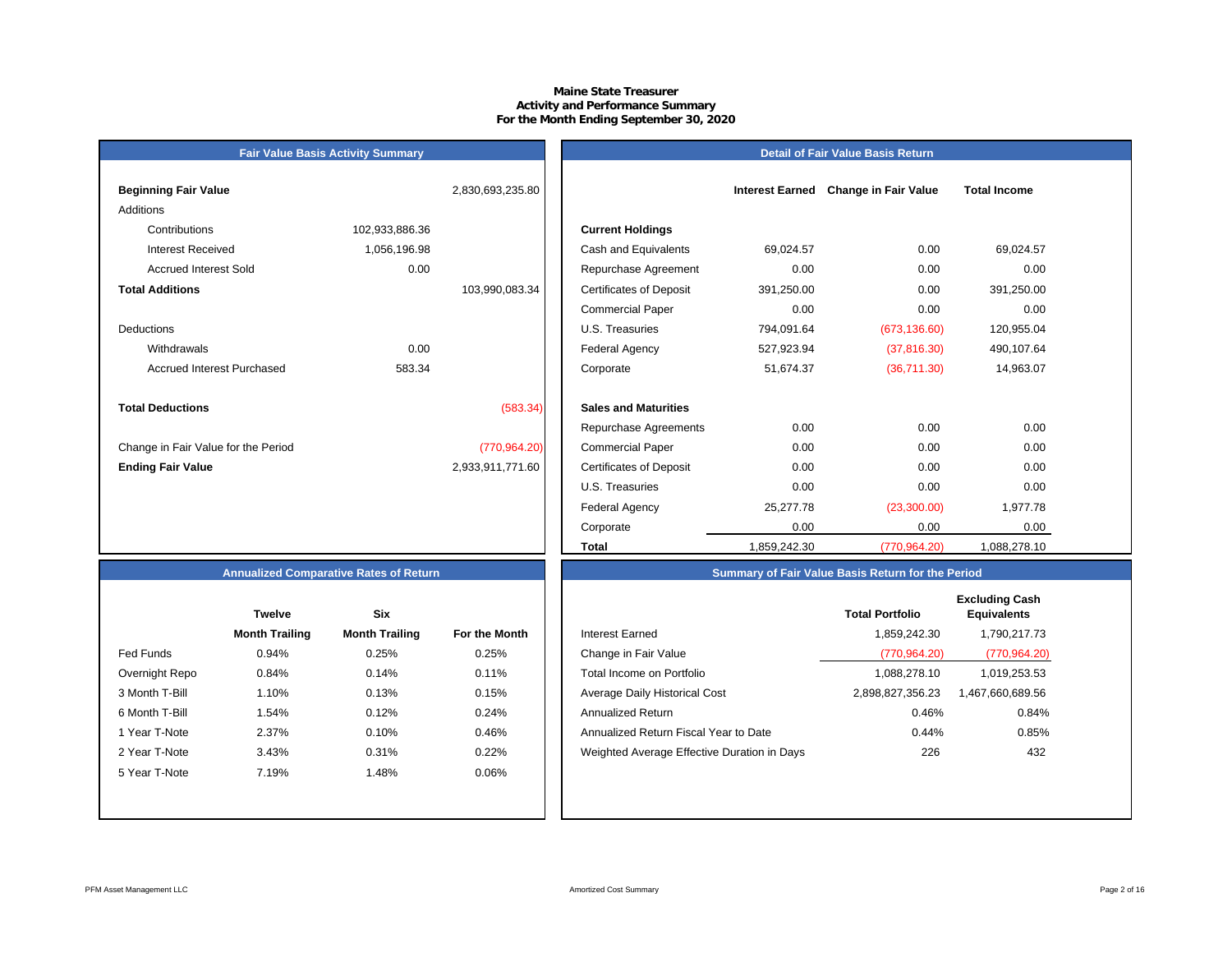# Maine State Treasurer
## Activity and Performance Summary
### For the Month Ending September 30, 2020

## Fair Value Basis Activity Summary

| | | |
|---|---|---|
| **Beginning Fair Value** | | 2,830,693,235.80 |
| Additions | | |
| Contributions | 102,933,886.36 | |
| Interest Received | 1,056,196.98 | |
| Accrued Interest Sold | 0.00 | |
| **Total Additions** | | 103,990,083.34 |
| Deductions | | |
| Withdrawals | 0.00 | |
| Accrued Interest Purchased | 583.34 | |
| **Total Deductions** | | (583.34) |
| Change in Fair Value for the Period | | (770,964.20) |
| **Ending Fair Value** | | 2,933,911,771.60 |

## Detail of Fair Value Basis Return

| | Interest Earned | Change in Fair Value | Total Income |
|---|---|---|---|
| **Current Holdings** | | | |
| Cash and Equivalents | 69,024.57 | 0.00 | 69,024.57 |
| Repurchase Agreement | 0.00 | 0.00 | 0.00 |
| Certificates of Deposit | 391,250.00 | 0.00 | 391,250.00 |
| Commercial Paper | 0.00 | 0.00 | 0.00 |
| U.S. Treasuries | 794,091.64 | (673,136.60) | 120,955.04 |
| Federal Agency | 527,923.94 | (37,816.30) | 490,107.64 |
| Corporate | 51,674.37 | (36,711.30) | 14,963.07 |
| **Sales and Maturities** | | | |
| Repurchase Agreements | 0.00 | 0.00 | 0.00 |
| Commercial Paper | 0.00 | 0.00 | 0.00 |
| Certificates of Deposit | 0.00 | 0.00 | 0.00 |
| U.S. Treasuries | 0.00 | 0.00 | 0.00 |
| Federal Agency | 25,277.78 | (23,300.00) | 1,977.78 |
| Corporate | 0.00 | 0.00 | 0.00 |
| **Total** | 1,859,242.30 | (770,964.20) | 1,088,278.10 |

## Annualized Comparative Rates of Return

| | Twelve Month Trailing | Six Month Trailing | For the Month |
|---|---|---|---|
| Fed Funds | 0.94% | 0.25% | 0.25% |
| Overnight Repo | 0.84% | 0.14% | 0.11% |
| 3 Month T-Bill | 1.10% | 0.13% | 0.15% |
| 6 Month T-Bill | 1.54% | 0.12% | 0.24% |
| 1 Year T-Note | 2.37% | 0.10% | 0.46% |
| 2 Year T-Note | 3.43% | 0.31% | 0.22% |
| 5 Year T-Note | 7.19% | 1.48% | 0.06% |

## Summary of Fair Value Basis Return for the Period

| | Total Portfolio | Excluding Cash Equivalents |
|---|---|---|
| Interest Earned | 1,859,242.30 | 1,790,217.73 |
| Change in Fair Value | (770,964.20) | (770,964.20) |
| Total Income on Portfolio | 1,088,278.10 | 1,019,253.53 |
| Average Daily Historical Cost | 2,898,827,356.23 | 1,467,660,689.56 |
| Annualized Return | 0.46% | 0.84% |
| Annualized Return Fiscal Year to Date | 0.44% | 0.85% |
| Weighted Average Effective Duration in Days | 226 | 432 |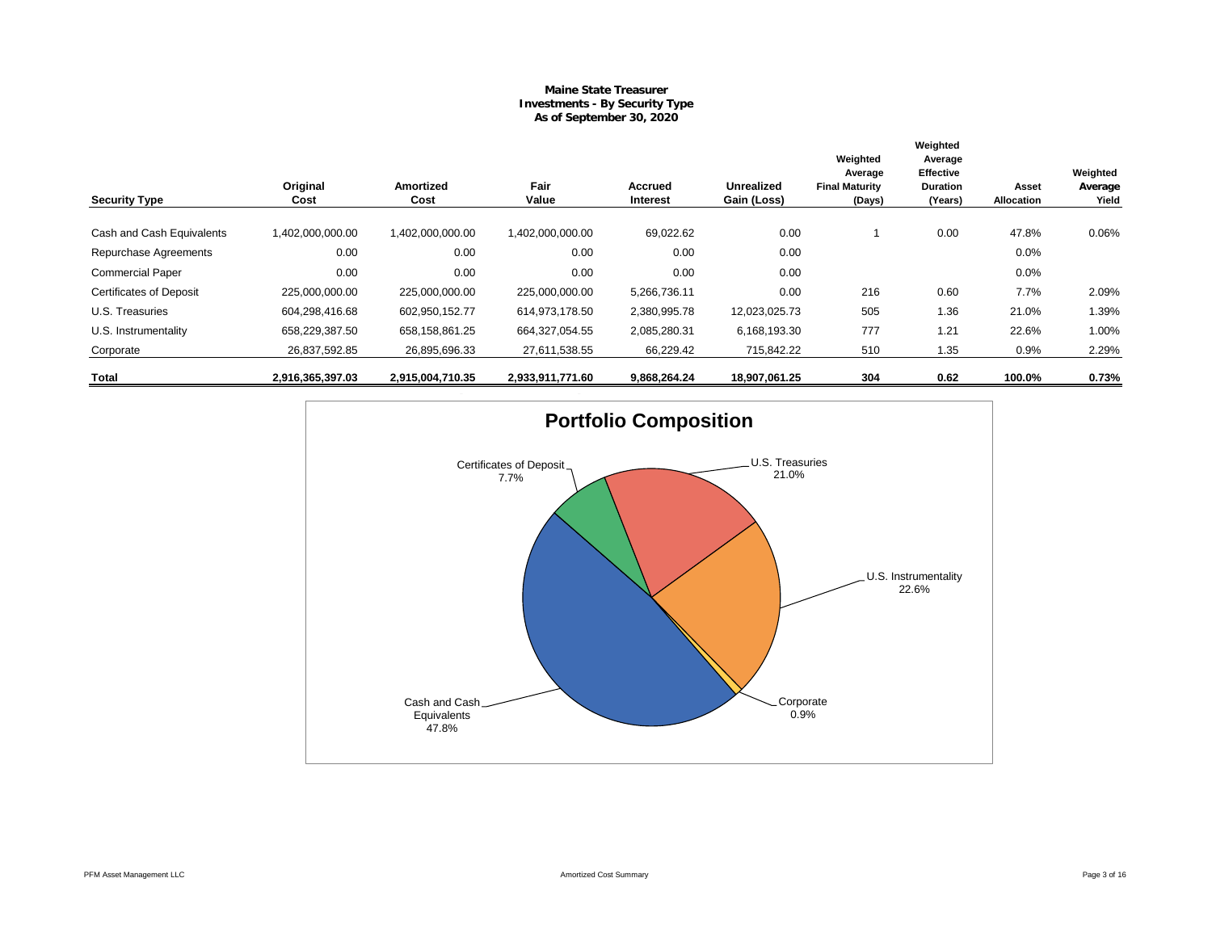**Maine State Treasurer**
**Investments - By Security Type**
**As of September 30, 2020**

| Security Type | Original Cost | Amortized Cost | Fair Value | Accrued Interest | Unrealized Gain (Loss) | Weighted Average Final Maturity (Days) | Weighted Average Effective Duration (Years) | Asset Allocation | Weighted Average Yield |
|---|---|---|---|---|---|---|---|---|---|
| Cash and Cash Equivalents | 1,402,000,000.00 | 1,402,000,000.00 | 1,402,000,000.00 | 69,022.62 | 0.00 | 1 | 0.00 | 47.8% | 0.06% |
| Repurchase Agreements | 0.00 | 0.00 | 0.00 | 0.00 | 0.00 | | | 0.0% | |
| Commercial Paper | 0.00 | 0.00 | 0.00 | 0.00 | 0.00 | | | 0.0% | |
| Certificates of Deposit | 225,000,000.00 | 225,000,000.00 | 225,000,000.00 | 5,266,736.11 | 0.00 | 216 | 0.60 | 7.7% | 2.09% |
| U.S. Treasuries | 604,298,416.68 | 602,950,152.77 | 614,973,178.50 | 2,380,995.78 | 12,023,025.73 | 505 | 1.36 | 21.0% | 1.39% |
| U.S. Instrumentality | 658,229,387.50 | 658,158,861.25 | 664,327,054.55 | 2,085,280.31 | 6,168,193.30 | 777 | 1.21 | 22.6% | 1.00% |
| Corporate | 26,837,592.85 | 26,895,696.33 | 27,611,538.55 | 66,229.42 | 715,842.22 | 510 | 1.35 | 0.9% | 2.29% |
| **Total** | **2,916,365,397.03** | **2,915,004,710.35** | **2,933,911,771.60** | **9,868,264.24** | **18,907,061.25** | **304** | **0.62** | **100.0%** | **0.73%** |

**Portfolio Composition**

- Cash and Cash Equivalents: 47.8%
- Certificates of Deposit: 7.7%
- U.S. Treasuries: 21.0%
- U.S. Instrumentality: 22.6%
- Corporate: 0.9%

PFM Asset Management LLC

Amortized Cost Summary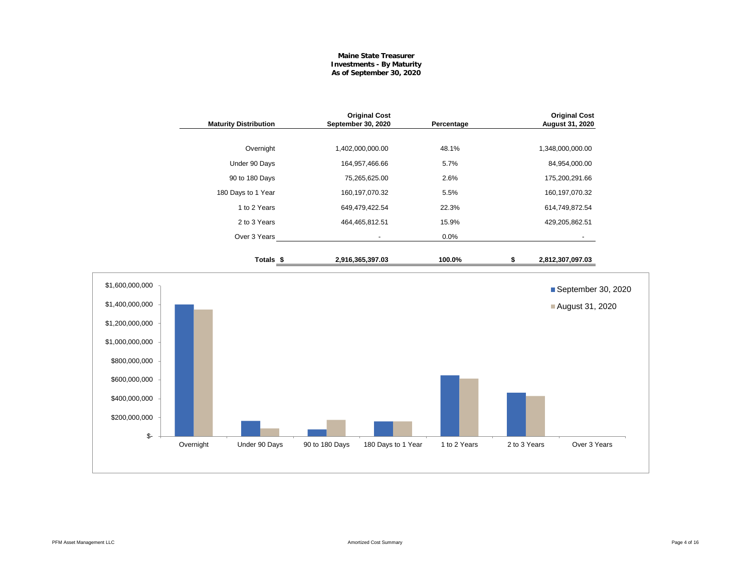**Maine State Treasurer**
**Investments - By Maturity**
**As of September 30, 2020**

| Maturity Distribution | Original Cost September 30, 2020 | Percentage | Original Cost August 31, 2020 |
|---|---|---|---|
| Overnight | 1,402,000,000.00 | 48.1% | 1,348,000,000.00 |
| Under 90 Days | 164,957,466.66 | 5.7% | 84,954,000.00 |
| 90 to 180 Days | 75,265,625.00 | 2.6% | 175,200,291.66 |
| 180 Days to 1 Year | 160,197,070.32 | 5.5% | 160,197,070.32 |
| 1 to 2 Years | 649,479,422.54 | 22.3% | 614,749,872.54 |
| 2 to 3 Years | 464,465,812.51 | 15.9% | 429,205,862.51 |
| Over 3 Years | - | 0.0% | - |
| **Totals** | **$ 2,916,365,397.03** | **100.0%** | **$ 2,812,307,097.03** |

$1,600,000,000
$1,400,000,000
$1,200,000,000
$1,000,000,000
$800,000,000
$600,000,000
$400,000,000
$200,000,000
$-

Overnight | Under 90 Days | 90 to 180 Days | 180 Days to 1 Year | 1 to 2 Years | 2 to 3 Years | Over 3 Years

September 30, 2020
August 31, 2020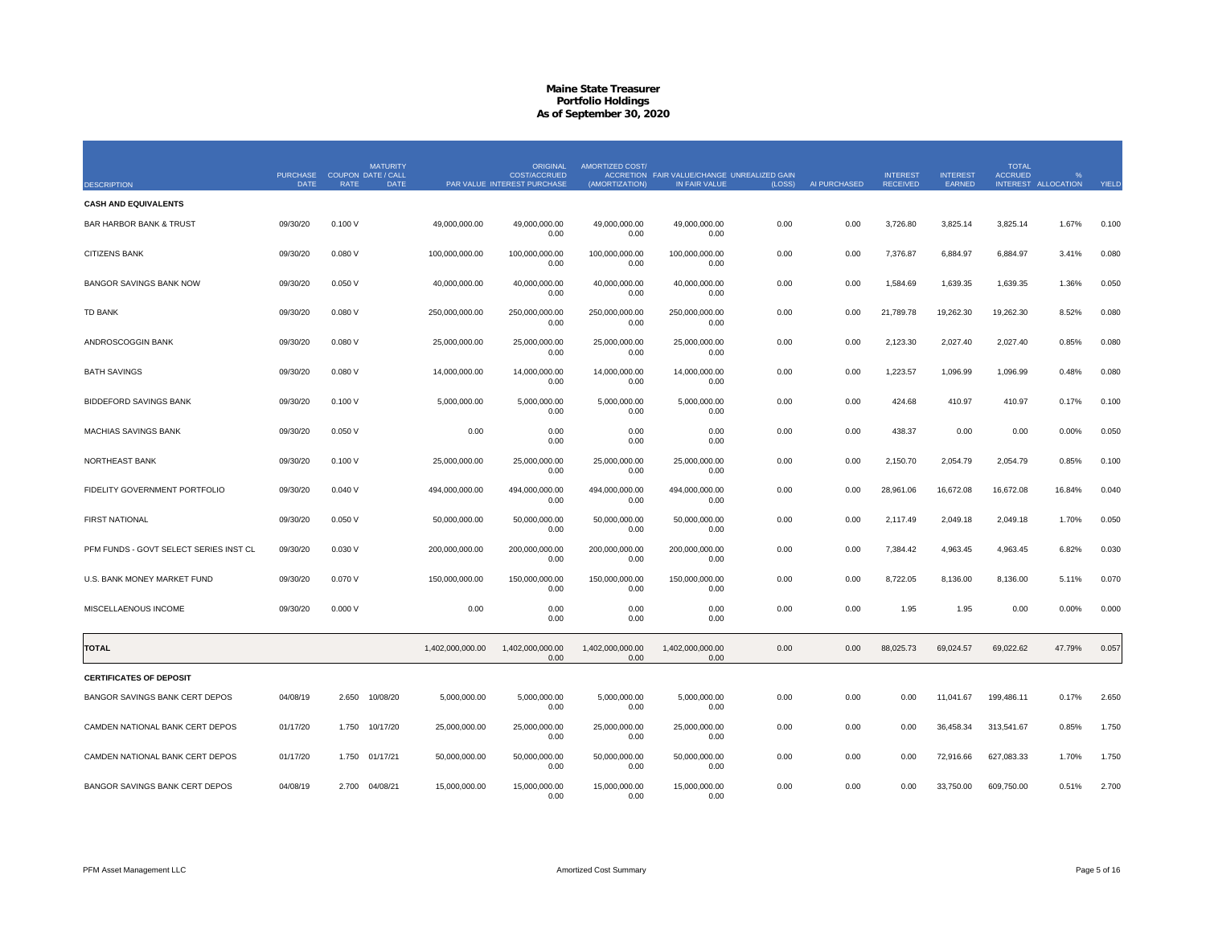# Maine State Treasurer
## Portfolio Holdings
### As of September 30, 2020

| DESCRIPTION | PURCHASE DATE | COUPON RATE | MATURITY DATE / CALL DATE | PAR VALUE | ORIGINAL COST/ACCRUED INTEREST PURCHASE | AMORTIZED COST/ ACCRETION (AMORTIZATION) | FAIR VALUE/CHANGE IN FAIR VALUE | UNREALIZED GAIN (LOSS) | AI PURCHASED | INTEREST RECEIVED | INTEREST EARNED | TOTAL ACCRUED INTEREST | % ALLOCATION | YIELD |
|---|---|---|---|---|---|---|---|---|---|---|---|---|---|---|
| **CASH AND EQUIVALENTS** | | | | | | | | | | | | | | |
| BAR HARBOR BANK & TRUST | 09/30/20 | 0.100 V | | 49,000,000.00 | 49,000,000.00<br>0.00 | 49,000,000.00<br>0.00 | 49,000,000.00<br>0.00 | 0.00 | 0.00 | 3,726.80 | 3,825.14 | 3,825.14 | 1.67% | 0.100 |
| CITIZENS BANK | 09/30/20 | 0.080 V | | 100,000,000.00 | 100,000,000.00<br>0.00 | 100,000,000.00<br>0.00 | 100,000,000.00<br>0.00 | 0.00 | 0.00 | 7,376.87 | 6,884.97 | 6,884.97 | 3.41% | 0.080 |
| BANGOR SAVINGS BANK NOW | 09/30/20 | 0.050 V | | 40,000,000.00 | 40,000,000.00<br>0.00 | 40,000,000.00<br>0.00 | 40,000,000.00<br>0.00 | 0.00 | 0.00 | 1,584.69 | 1,639.35 | 1,639.35 | 1.36% | 0.050 |
| TD BANK | 09/30/20 | 0.080 V | | 250,000,000.00 | 250,000,000.00<br>0.00 | 250,000,000.00<br>0.00 | 250,000,000.00<br>0.00 | 0.00 | 0.00 | 21,789.78 | 19,262.30 | 19,262.30 | 8.52% | 0.080 |
| ANDROSCOGGIN BANK | 09/30/20 | 0.080 V | | 25,000,000.00 | 25,000,000.00<br>0.00 | 25,000,000.00<br>0.00 | 25,000,000.00<br>0.00 | 0.00 | 0.00 | 2,123.30 | 2,027.40 | 2,027.40 | 0.85% | 0.080 |
| BATH SAVINGS | 09/30/20 | 0.080 V | | 14,000,000.00 | 14,000,000.00<br>0.00 | 14,000,000.00<br>0.00 | 14,000,000.00<br>0.00 | 0.00 | 0.00 | 1,223.57 | 1,096.99 | 1,096.99 | 0.48% | 0.080 |
| BIDDEFORD SAVINGS BANK | 09/30/20 | 0.100 V | | 5,000,000.00 | 5,000,000.00<br>0.00 | 5,000,000.00<br>0.00 | 5,000,000.00<br>0.00 | 0.00 | 0.00 | 424.68 | 410.97 | 410.97 | 0.17% | 0.100 |
| MACHIAS SAVINGS BANK | 09/30/20 | 0.050 V | | 0.00 | 0.00<br>0.00 | 0.00<br>0.00 | 0.00<br>0.00 | 0.00 | 0.00 | 438.37 | 0.00 | 0.00 | 0.00% | 0.050 |
| NORTHEAST BANK | 09/30/20 | 0.100 V | | 25,000,000.00 | 25,000,000.00<br>0.00 | 25,000,000.00<br>0.00 | 25,000,000.00<br>0.00 | 0.00 | 0.00 | 2,150.70 | 2,054.79 | 2,054.79 | 0.85% | 0.100 |
| FIDELITY GOVERNMENT PORTFOLIO | 09/30/20 | 0.040 V | | 494,000,000.00 | 494,000,000.00<br>0.00 | 494,000,000.00<br>0.00 | 494,000,000.00<br>0.00 | 0.00 | 0.00 | 28,961.06 | 16,672.08 | 16,672.08 | 16.84% | 0.040 |
| FIRST NATIONAL | 09/30/20 | 0.050 V | | 50,000,000.00 | 50,000,000.00<br>0.00 | 50,000,000.00<br>0.00 | 50,000,000.00<br>0.00 | 0.00 | 0.00 | 2,117.49 | 2,049.18 | 2,049.18 | 1.70% | 0.050 |
| PFM FUNDS - GOVT SELECT SERIES INST CL | 09/30/20 | 0.030 V | | 200,000,000.00 | 200,000,000.00<br>0.00 | 200,000,000.00<br>0.00 | 200,000,000.00<br>0.00 | 0.00 | 0.00 | 7,384.42 | 4,963.45 | 4,963.45 | 6.82% | 0.030 |
| U.S. BANK MONEY MARKET FUND | 09/30/20 | 0.070 V | | 150,000,000.00 | 150,000,000.00<br>0.00 | 150,000,000.00<br>0.00 | 150,000,000.00<br>0.00 | 0.00 | 0.00 | 8,722.05 | 8,136.00 | 8,136.00 | 5.11% | 0.070 |
| MISCELLANEOUS INCOME | 09/30/20 | 0.000 V | | 0.00 | 0.00<br>0.00 | 0.00<br>0.00 | 0.00<br>0.00 | 0.00 | 0.00 | 1.95 | 1.95 | 0.00 | 0.00% | 0.000 |
| **TOTAL** | | | | 1,402,000,000.00 | 1,402,000,000.00<br>0.00 | 1,402,000,000.00<br>0.00 | 1,402,000,000.00<br>0.00 | 0.00 | 0.00 | 88,025.73 | 69,024.57 | 69,022.62 | 47.79% | 0.057 |
| **CERTIFICATES OF DEPOSIT** | | | | | | | | | | | | | | |
| BANGOR SAVINGS BANK CERT DEPOS | 04/08/19 | 2.650 | 10/08/20 | 5,000,000.00 | 5,000,000.00<br>0.00 | 5,000,000.00<br>0.00 | 5,000,000.00<br>0.00 | 0.00 | 0.00 | 0.00 | 11,041.67 | 199,486.11 | 0.17% | 2.650 |
| CAMDEN NATIONAL BANK CERT DEPOS | 01/17/20 | 1.750 | 10/17/20 | 25,000,000.00 | 25,000,000.00<br>0.00 | 25,000,000.00<br>0.00 | 25,000,000.00<br>0.00 | 0.00 | 0.00 | 0.00 | 36,458.34 | 313,541.67 | 0.85% | 1.750 |
| CAMDEN NATIONAL BANK CERT DEPOS | 01/17/20 | 1.750 | 01/17/21 | 50,000,000.00 | 50,000,000.00<br>0.00 | 50,000,000.00<br>0.00 | 50,000,000.00<br>0.00 | 0.00 | 0.00 | 0.00 | 72,916.66 | 627,083.33 | 1.70% | 1.750 |
| BANGOR SAVINGS BANK CERT DEPOS | 04/08/19 | 2.700 | 04/08/21 | 15,000,000.00 | 15,000,000.00<br>0.00 | 15,000,000.00<br>0.00 | 15,000,000.00<br>0.00 | 0.00 | 0.00 | 0.00 | 33,750.00 | 609,750.00 | 0.51% | 2.700 |

PFM Asset Management LLC — Amortized Cost Summary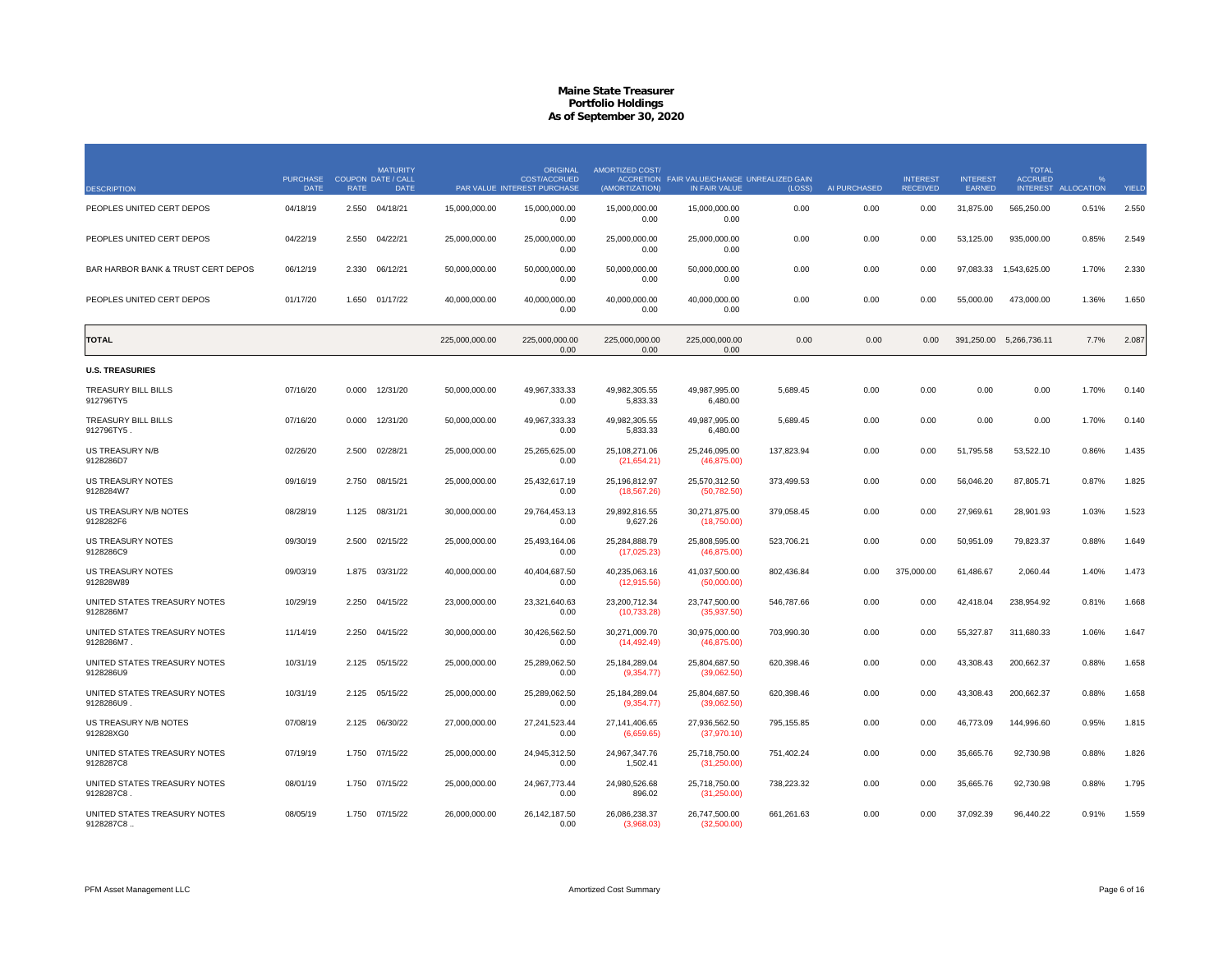# Maine State Treasurer
## Portfolio Holdings
### As of September 30, 2020

| DESCRIPTION | PURCHASE DATE | COUPON RATE | MATURITY DATE / CALL DATE | PAR VALUE | ORIGINAL COST/ACCRUED INTEREST PURCHASE | AMORTIZED COST/ ACCRETION (AMORTIZATION) | FAIR VALUE/CHANGE IN FAIR VALUE | UNREALIZED GAIN (LOSS) | AI PURCHASED | INTEREST RECEIVED | INTEREST EARNED | TOTAL ACCRUED INTEREST | % ALLOCATION | YIELD |
|---|---|---|---|---|---|---|---|---|---|---|---|---|---|---|
| PEOPLES UNITED CERT DEPOS | 04/18/19 | 2.550 | 04/18/21 | 15,000,000.00 | 15,000,000.00<br>0.00 | 15,000,000.00<br>0.00 | 15,000,000.00<br>0.00 | 0.00 | 0.00 | 0.00 | 31,875.00 | 565,250.00 | 0.51% | 2.550 |
| PEOPLES UNITED CERT DEPOS | 04/22/19 | 2.550 | 04/22/21 | 25,000,000.00 | 25,000,000.00<br>0.00 | 25,000,000.00<br>0.00 | 25,000,000.00<br>0.00 | 0.00 | 0.00 | 0.00 | 53,125.00 | 935,000.00 | 0.85% | 2.549 |
| BAR HARBOR BANK & TRUST CERT DEPOS | 06/12/19 | 2.330 | 06/12/21 | 50,000,000.00 | 50,000,000.00<br>0.00 | 50,000,000.00<br>0.00 | 50,000,000.00<br>0.00 | 0.00 | 0.00 | 0.00 | 97,083.33 | 1,543,625.00 | 1.70% | 2.330 |
| PEOPLES UNITED CERT DEPOS | 01/17/20 | 1.650 | 01/17/22 | 40,000,000.00 | 40,000,000.00<br>0.00 | 40,000,000.00<br>0.00 | 40,000,000.00<br>0.00 | 0.00 | 0.00 | 0.00 | 55,000.00 | 473,000.00 | 1.36% | 1.650 |
| **TOTAL** | | | | 225,000,000.00 | 225,000,000.00<br>0.00 | 225,000,000.00<br>0.00 | 225,000,000.00<br>0.00 | 0.00 | 0.00 | 0.00 | 391,250.00 | 5,266,736.11 | 7.7% | 2.087 |
| **U.S. TREASURIES** | | | | | | | | | | | | | | |
| TREASURY BILL BILLS<br>912796TY5 | 07/16/20 | 0.000 | 12/31/20 | 50,000,000.00 | 49,967,333.33<br>0.00 | 49,982,305.55<br>5,833.33 | 49,987,995.00<br>6,480.00 | 5,689.45 | 0.00 | 0.00 | 0.00 | 0.00 | 1.70% | 0.140 |
| TREASURY BILL BILLS<br>912796TY5 . | 07/16/20 | 0.000 | 12/31/20 | 50,000,000.00 | 49,967,333.33<br>0.00 | 49,982,305.55<br>5,833.33 | 49,987,995.00<br>6,480.00 | 5,689.45 | 0.00 | 0.00 | 0.00 | 0.00 | 1.70% | 0.140 |
| US TREASURY N/B<br>9128286D7 | 02/26/20 | 2.500 | 02/28/21 | 25,000,000.00 | 25,265,625.00<br>0.00 | 25,108,271.06<br>(21,654.21) | 25,246,095.00<br>(46,875.00) | 137,823.94 | 0.00 | 0.00 | 51,795.58 | 53,522.10 | 0.86% | 1.435 |
| US TREASURY NOTES<br>9128284W7 | 09/16/19 | 2.750 | 08/15/21 | 25,000,000.00 | 25,432,617.19<br>0.00 | 25,196,812.97<br>(18,567.26) | 25,570,312.50<br>(50,782.50) | 373,499.53 | 0.00 | 0.00 | 56,046.20 | 87,805.71 | 0.87% | 1.825 |
| US TREASURY N/B NOTES<br>9128282F6 | 08/28/19 | 1.125 | 08/31/21 | 30,000,000.00 | 29,764,453.13<br>0.00 | 29,892,816.55<br>9,627.26 | 30,271,875.00<br>(18,750.00) | 379,058.45 | 0.00 | 0.00 | 27,969.61 | 28,901.93 | 1.03% | 1.523 |
| US TREASURY NOTES<br>9128286C9 | 09/30/19 | 2.500 | 02/15/22 | 25,000,000.00 | 25,493,164.06<br>0.00 | 25,284,888.79<br>(17,025.23) | 25,808,595.00<br>(46,875.00) | 523,706.21 | 0.00 | 0.00 | 50,951.09 | 79,823.37 | 0.88% | 1.649 |
| US TREASURY NOTES<br>912828W89 | 09/03/19 | 1.875 | 03/31/22 | 40,000,000.00 | 40,404,687.50<br>0.00 | 40,235,063.16<br>(12,915.56) | 41,037,500.00<br>(50,000.00) | 802,436.84 | 0.00 | 375,000.00 | 61,486.67 | 2,060.44 | 1.40% | 1.473 |
| UNITED STATES TREASURY NOTES<br>9128286M7 | 10/29/19 | 2.250 | 04/15/22 | 23,000,000.00 | 23,321,640.63<br>0.00 | 23,200,712.34<br>(10,733.28) | 23,747,500.00<br>(35,937.50) | 546,787.66 | 0.00 | 0.00 | 42,418.04 | 238,954.92 | 0.81% | 1.668 |
| UNITED STATES TREASURY NOTES<br>9128286M7 . | 11/14/19 | 2.250 | 04/15/22 | 30,000,000.00 | 30,426,562.50<br>0.00 | 30,271,009.70<br>(14,492.49) | 30,975,000.00<br>(46,875.00) | 703,990.30 | 0.00 | 0.00 | 55,327.87 | 311,680.33 | 1.06% | 1.647 |
| UNITED STATES TREASURY NOTES<br>9128286U9 | 10/31/19 | 2.125 | 05/15/22 | 25,000,000.00 | 25,289,062.50<br>0.00 | 25,184,289.04<br>(9,354.77) | 25,804,687.50<br>(39,062.50) | 620,398.46 | 0.00 | 0.00 | 43,308.43 | 200,662.37 | 0.88% | 1.658 |
| UNITED STATES TREASURY NOTES<br>9128286U9 . | 10/31/19 | 2.125 | 05/15/22 | 25,000,000.00 | 25,289,062.50<br>0.00 | 25,184,289.04<br>(9,354.77) | 25,804,687.50<br>(39,062.50) | 620,398.46 | 0.00 | 0.00 | 43,308.43 | 200,662.37 | 0.88% | 1.658 |
| US TREASURY N/B NOTES<br>912828XG0 | 07/08/19 | 2.125 | 06/30/22 | 27,000,000.00 | 27,241,523.44<br>0.00 | 27,141,406.65<br>(6,659.65) | 27,936,562.50<br>(37,970.10) | 795,155.85 | 0.00 | 0.00 | 46,773.09 | 144,996.60 | 0.95% | 1.815 |
| UNITED STATES TREASURY NOTES<br>9128287C8 | 07/19/19 | 1.750 | 07/15/22 | 25,000,000.00 | 24,945,312.50<br>0.00 | 24,967,347.76<br>1,502.41 | 25,718,750.00<br>(31,250.00) | 751,402.24 | 0.00 | 0.00 | 35,665.76 | 92,730.98 | 0.88% | 1.826 |
| UNITED STATES TREASURY NOTES<br>9128287C8 . | 08/01/19 | 1.750 | 07/15/22 | 25,000,000.00 | 24,967,773.44<br>0.00 | 24,980,526.68<br>896.02 | 25,718,750.00<br>(31,250.00) | 738,223.32 | 0.00 | 0.00 | 35,665.76 | 92,730.98 | 0.88% | 1.795 |
| UNITED STATES TREASURY NOTES<br>9128287C8 .. | 08/05/19 | 1.750 | 07/15/22 | 26,000,000.00 | 26,142,187.50<br>0.00 | 26,086,238.37<br>(3,968.03) | 26,747,500.00<br>(32,500.00) | 661,261.63 | 0.00 | 0.00 | 37,092.39 | 96,440.22 | 0.91% | 1.559 |

PFM Asset Management LLC — Amortized Cost Summary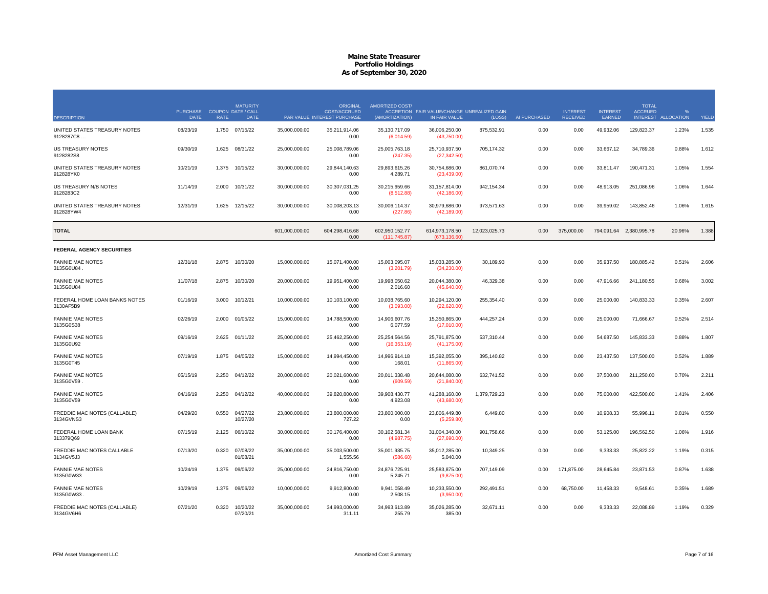# Maine State Treasurer
## Portfolio Holdings
### As of September 30, 2020

| DESCRIPTION | PURCHASE DATE | COUPON RATE | MATURITY DATE / CALL DATE | PAR VALUE | ORIGINAL COST/ACCRUED INTEREST PURCHASE | AMORTIZED COST/ ACCRETION (AMORTIZATION) | FAIR VALUE/CHANGE IN FAIR VALUE | UNREALIZED GAIN (LOSS) | AI PURCHASED | INTEREST RECEIVED | INTEREST EARNED | TOTAL ACCRUED INTEREST | % ALLOCATION | YIELD |
|---|---|---|---|---|---|---|---|---|---|---|---|---|---|---|
| UNITED STATES TREASURY NOTES 9128287C8 ... | 08/23/19 | 1.750 | 07/15/22 | 35,000,000.00 | 35,211,914.06<br>0.00 | 35,130,717.09<br>(6,014.59) | 36,006,250.00<br>(43,750.00) | 875,532.91 | 0.00 | 0.00 | 49,932.06 | 129,823.37 | 1.23% | 1.535 |
| US TREASURY NOTES 9128282S8 | 09/30/19 | 1.625 | 08/31/22 | 25,000,000.00 | 25,008,789.06<br>0.00 | 25,005,763.18<br>(247.35) | 25,710,937.50<br>(27,342.50) | 705,174.32 | 0.00 | 0.00 | 33,667.12 | 34,789.36 | 0.88% | 1.612 |
| UNITED STATES TREASURY NOTES 912828YK0 | 10/21/19 | 1.375 | 10/15/22 | 30,000,000.00 | 29,844,140.63<br>0.00 | 29,893,615.26<br>4,289.71 | 30,754,686.00<br>(23,439.00) | 861,070.74 | 0.00 | 0.00 | 33,811.47 | 190,471.31 | 1.05% | 1.554 |
| US TREASURY N/B NOTES 9128283C2 | 11/14/19 | 2.000 | 10/31/22 | 30,000,000.00 | 30,307,031.25<br>0.00 | 30,215,659.66<br>(8,512.88) | 31,157,814.00<br>(42,186.00) | 942,154.34 | 0.00 | 0.00 | 48,913.05 | 251,086.96 | 1.06% | 1.644 |
| UNITED STATES TREASURY NOTES 912828YW4 | 12/31/19 | 1.625 | 12/15/22 | 30,000,000.00 | 30,008,203.13<br>0.00 | 30,006,114.37<br>(227.86) | 30,979,686.00<br>(42,189.00) | 973,571.63 | 0.00 | 0.00 | 39,959.02 | 143,852.46 | 1.06% | 1.615 |
| **TOTAL** | | | | 601,000,000.00 | 604,298,416.68<br>0.00 | 602,950,152.77<br>(111,745.87) | 614,973,178.50<br>(673,136.60) | 12,023,025.73 | 0.00 | 375,000.00 | 794,091.64 | 2,380,995.78 | 20.96% | 1.388 |
| **FEDERAL AGENCY SECURITIES** | | | | | | | | | | | | | | |
| FANNIE MAE NOTES 3135G0U84 . | 12/31/18 | 2.875 | 10/30/20 | 15,000,000.00 | 15,071,400.00<br>0.00 | 15,003,095.07<br>(3,201.79) | 15,033,285.00<br>(34,230.00) | 30,189.93 | 0.00 | 0.00 | 35,937.50 | 180,885.42 | 0.51% | 2.606 |
| FANNIE MAE NOTES 3135G0U84 | 11/07/18 | 2.875 | 10/30/20 | 20,000,000.00 | 19,951,400.00<br>0.00 | 19,998,050.62<br>2,016.60 | 20,044,380.00<br>(45,640.00) | 46,329.38 | 0.00 | 0.00 | 47,916.66 | 241,180.55 | 0.68% | 3.002 |
| FEDERAL HOME LOAN BANKS NOTES 3130AF5B9 | 01/16/19 | 3.000 | 10/12/21 | 10,000,000.00 | 10,103,100.00<br>0.00 | 10,038,765.60<br>(3,093.00) | 10,294,120.00<br>(22,620.00) | 255,354.40 | 0.00 | 0.00 | 25,000.00 | 140,833.33 | 0.35% | 2.607 |
| FANNIE MAE NOTES 3135G0S38 | 02/26/19 | 2.000 | 01/05/22 | 15,000,000.00 | 14,788,500.00<br>0.00 | 14,906,607.76<br>6,077.59 | 15,350,865.00<br>(17,010.00) | 444,257.24 | 0.00 | 0.00 | 25,000.00 | 71,666.67 | 0.52% | 2.514 |
| FANNIE MAE NOTES 3135G0U92 | 09/16/19 | 2.625 | 01/11/22 | 25,000,000.00 | 25,462,250.00<br>0.00 | 25,254,564.56<br>(16,353.19) | 25,791,875.00<br>(41,175.00) | 537,310.44 | 0.00 | 0.00 | 54,687.50 | 145,833.33 | 0.88% | 1.807 |
| FANNIE MAE NOTES 3135G0T45 | 07/19/19 | 1.875 | 04/05/22 | 15,000,000.00 | 14,994,450.00<br>0.00 | 14,996,914.18<br>168.01 | 15,392,055.00<br>(11,865.00) | 395,140.82 | 0.00 | 0.00 | 23,437.50 | 137,500.00 | 0.52% | 1.889 |
| FANNIE MAE NOTES 3135G0V59 . | 05/15/19 | 2.250 | 04/12/22 | 20,000,000.00 | 20,021,600.00<br>0.00 | 20,011,338.48<br>(609.59) | 20,644,080.00<br>(21,840.00) | 632,741.52 | 0.00 | 0.00 | 37,500.00 | 211,250.00 | 0.70% | 2.211 |
| FANNIE MAE NOTES 3135G0V59 | 04/16/19 | 2.250 | 04/12/22 | 40,000,000.00 | 39,820,800.00<br>0.00 | 39,908,430.77<br>4,923.08 | 41,288,160.00<br>(43,680.00) | 1,379,729.23 | 0.00 | 0.00 | 75,000.00 | 422,500.00 | 1.41% | 2.406 |
| FREDDIE MAC NOTES (CALLABLE) 3134GVNS3 | 04/29/20 | 0.550 | 04/27/22<br>10/27/20 | 23,800,000.00 | 23,800,000.00<br>727.22 | 23,800,000.00<br>0.00 | 23,806,449.80<br>(5,259.80) | 6,449.80 | 0.00 | 0.00 | 10,908.33 | 55,996.11 | 0.81% | 0.550 |
| FEDERAL HOME LOAN BANK 313379Q69 | 07/15/19 | 2.125 | 06/10/22 | 30,000,000.00 | 30,176,400.00<br>0.00 | 30,102,581.34<br>(4,987.75) | 31,004,340.00<br>(27,690.00) | 901,758.66 | 0.00 | 0.00 | 53,125.00 | 196,562.50 | 1.06% | 1.916 |
| FREDDIE MAC NOTES CALLABLE 3134GV5J3 | 07/13/20 | 0.320 | 07/08/22<br>01/08/21 | 35,000,000.00 | 35,003,500.00<br>1,555.56 | 35,001,935.75<br>(586.60) | 35,012,285.00<br>5,040.00 | 10,349.25 | 0.00 | 0.00 | 9,333.33 | 25,822.22 | 1.19% | 0.315 |
| FANNIE MAE NOTES 3135G0W33 | 10/24/19 | 1.375 | 09/06/22 | 25,000,000.00 | 24,816,750.00<br>0.00 | 24,876,725.91<br>5,245.71 | 25,583,875.00<br>(9,875.00) | 707,149.09 | 0.00 | 171,875.00 | 28,645.84 | 23,871.53 | 0.87% | 1.638 |
| FANNIE MAE NOTES 3135G0W33 . | 10/29/19 | 1.375 | 09/06/22 | 10,000,000.00 | 9,912,800.00<br>0.00 | 9,941,058.49<br>2,508.15 | 10,233,550.00<br>(3,950.00) | 292,491.51 | 0.00 | 68,750.00 | 11,458.33 | 9,548.61 | 0.35% | 1.689 |
| FREDDIE MAC NOTES (CALLABLE) 3134GV6H6 | 07/21/20 | 0.320 | 10/20/22<br>07/20/21 | 35,000,000.00 | 34,993,000.00<br>311.11 | 34,993,613.89<br>255.79 | 35,026,285.00<br>385.00 | 32,671.11 | 0.00 | 0.00 | 9,333.33 | 22,088.89 | 1.19% | 0.329 |

PFM Asset Management LLC — Amortized Cost Summary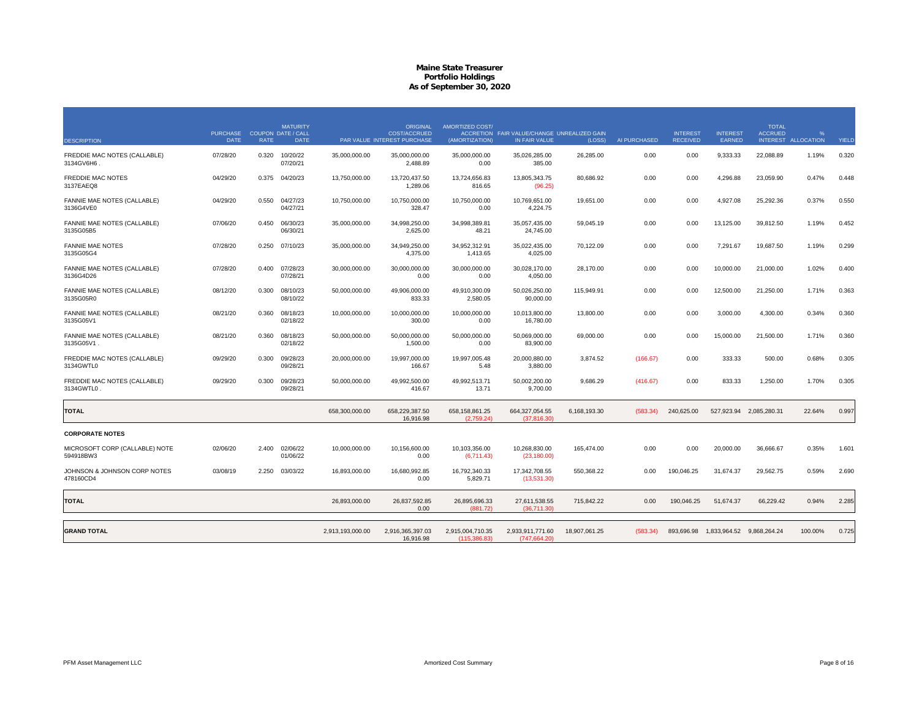# Maine State Treasurer
## Portfolio Holdings
### As of September 30, 2020

| DESCRIPTION | PURCHASE DATE | COUPON RATE | MATURITY DATE / CALL DATE | PAR VALUE | ORIGINAL COST/ACCRUED INTEREST PURCHASE | AMORTIZED COST/ ACCRETION (AMORTIZATION) | FAIR VALUE/CHANGE IN FAIR VALUE | UNREALIZED GAIN (LOSS) | AI PURCHASED | INTEREST RECEIVED | INTEREST EARNED | TOTAL ACCRUED INTEREST | % ALLOCATION | YIELD |
|---|---|---|---|---|---|---|---|---|---|---|---|---|---|---|
| FREDDIE MAC NOTES (CALLABLE) 3134GV6H6 . | 07/28/20 | 0.320 | 10/20/22 07/20/21 | 35,000,000.00 | 35,000,000.00 2,488.89 | 35,000,000.00 0.00 | 35,026,285.00 385.00 | 26,285.00 | 0.00 | 0.00 | 9,333.33 | 22,088.89 | 1.19% | 0.320 |
| FREDDIE MAC NOTES 3137EAEQ8 | 04/29/20 | 0.375 | 04/20/23 | 13,750,000.00 | 13,720,437.50 1,289.06 | 13,724,656.83 816.65 | 13,805,343.75 (96.25) | 80,686.92 | 0.00 | 0.00 | 4,296.88 | 23,059.90 | 0.47% | 0.448 |
| FANNIE MAE NOTES (CALLABLE) 3136G4VE0 | 04/29/20 | 0.550 | 04/27/23 04/27/21 | 10,750,000.00 | 10,750,000.00 328.47 | 10,750,000.00 0.00 | 10,769,651.00 4,224.75 | 19,651.00 | 0.00 | 0.00 | 4,927.08 | 25,292.36 | 0.37% | 0.550 |
| FANNIE MAE NOTES (CALLABLE) 3135G05B5 | 07/06/20 | 0.450 | 06/30/23 06/30/21 | 35,000,000.00 | 34,998,250.00 2,625.00 | 34,998,389.81 48.21 | 35,057,435.00 24,745.00 | 59,045.19 | 0.00 | 0.00 | 13,125.00 | 39,812.50 | 1.19% | 0.452 |
| FANNIE MAE NOTES 3135G05G4 | 07/28/20 | 0.250 | 07/10/23 | 35,000,000.00 | 34,949,250.00 4,375.00 | 34,952,312.91 1,413.65 | 35,022,435.00 4,025.00 | 70,122.09 | 0.00 | 0.00 | 7,291.67 | 19,687.50 | 1.19% | 0.299 |
| FANNIE MAE NOTES (CALLABLE) 3136G4D26 | 07/28/20 | 0.400 | 07/28/23 07/28/21 | 30,000,000.00 | 30,000,000.00 0.00 | 30,000,000.00 0.00 | 30,028,170.00 4,050.00 | 28,170.00 | 0.00 | 0.00 | 10,000.00 | 21,000.00 | 1.02% | 0.400 |
| FANNIE MAE NOTES (CALLABLE) 3135G05R0 | 08/12/20 | 0.300 | 08/10/23 08/10/22 | 50,000,000.00 | 49,906,000.00 833.33 | 49,910,300.09 2,580.05 | 50,026,250.00 90,000.00 | 115,949.91 | 0.00 | 0.00 | 12,500.00 | 21,250.00 | 1.71% | 0.363 |
| FANNIE MAE NOTES (CALLABLE) 3135G05V1 | 08/21/20 | 0.360 | 08/18/23 02/18/22 | 10,000,000.00 | 10,000,000.00 300.00 | 10,000,000.00 0.00 | 10,013,800.00 16,780.00 | 13,800.00 | 0.00 | 0.00 | 3,000.00 | 4,300.00 | 0.34% | 0.360 |
| FANNIE MAE NOTES (CALLABLE) 3135G05V1 . | 08/21/20 | 0.360 | 08/18/23 02/18/22 | 50,000,000.00 | 50,000,000.00 1,500.00 | 50,000,000.00 0.00 | 50,069,000.00 83,900.00 | 69,000.00 | 0.00 | 0.00 | 15,000.00 | 21,500.00 | 1.71% | 0.360 |
| FREDDIE MAC NOTES (CALLABLE) 3134GWTL0 | 09/29/20 | 0.300 | 09/28/23 09/28/21 | 20,000,000.00 | 19,997,000.00 166.67 | 19,997,005.48 5.48 | 20,000,880.00 3,880.00 | 3,874.52 | (166.67) | 0.00 | 333.33 | 500.00 | 0.68% | 0.305 |
| FREDDIE MAC NOTES (CALLABLE) 3134GWTL0 . | 09/29/20 | 0.300 | 09/28/23 09/28/21 | 50,000,000.00 | 49,992,500.00 416.67 | 49,992,513.71 13.71 | 50,002,200.00 9,700.00 | 9,686.29 | (416.67) | 0.00 | 833.33 | 1,250.00 | 1.70% | 0.305 |
| **TOTAL** | | | | 658,300,000.00 | 658,229,387.50 16,916.98 | 658,158,861.25 (2,759.24) | 664,327,054.55 (37,816.30) | 6,168,193.30 | (583.34) | 240,625.00 | 527,923.94 | 2,085,280.31 | 22.64% | 0.997 |
| **CORPORATE NOTES** | | | | | | | | | | | | | | |
| MICROSOFT CORP (CALLABLE) NOTE 594918BW3 | 02/06/20 | 2.400 | 02/06/22 01/06/22 | 10,000,000.00 | 10,156,600.00 0.00 | 10,103,356.00 (6,711.43) | 10,268,830.00 (23,180.00) | 165,474.00 | 0.00 | 0.00 | 20,000.00 | 36,666.67 | 0.35% | 1.601 |
| JOHNSON & JOHNSON CORP NOTES 478160CD4 | 03/08/19 | 2.250 | 03/03/22 | 16,893,000.00 | 16,680,992.85 0.00 | 16,792,340.33 5,829.71 | 17,342,708.55 (13,531.30) | 550,368.22 | 0.00 | 190,046.25 | 31,674.37 | 29,562.75 | 0.59% | 2.690 |
| **TOTAL** | | | | 26,893,000.00 | 26,837,592.85 0.00 | 26,895,696.33 (881.72) | 27,611,538.55 (36,711.30) | 715,842.22 | 0.00 | 190,046.25 | 51,674.37 | 66,229.42 | 0.94% | 2.285 |
| **GRAND TOTAL** | | | | 2,913,193,000.00 | 2,916,365,397.03 16,916.98 | 2,915,004,710.35 (115,386.83) | 2,933,911,771.60 (747,664.20) | 18,907,061.25 | (583.34) | 893,696.98 | 1,833,964.52 | 9,868,264.24 | 100.00% | 0.725 |

PFM Asset Management LLC — Amortized Cost Summary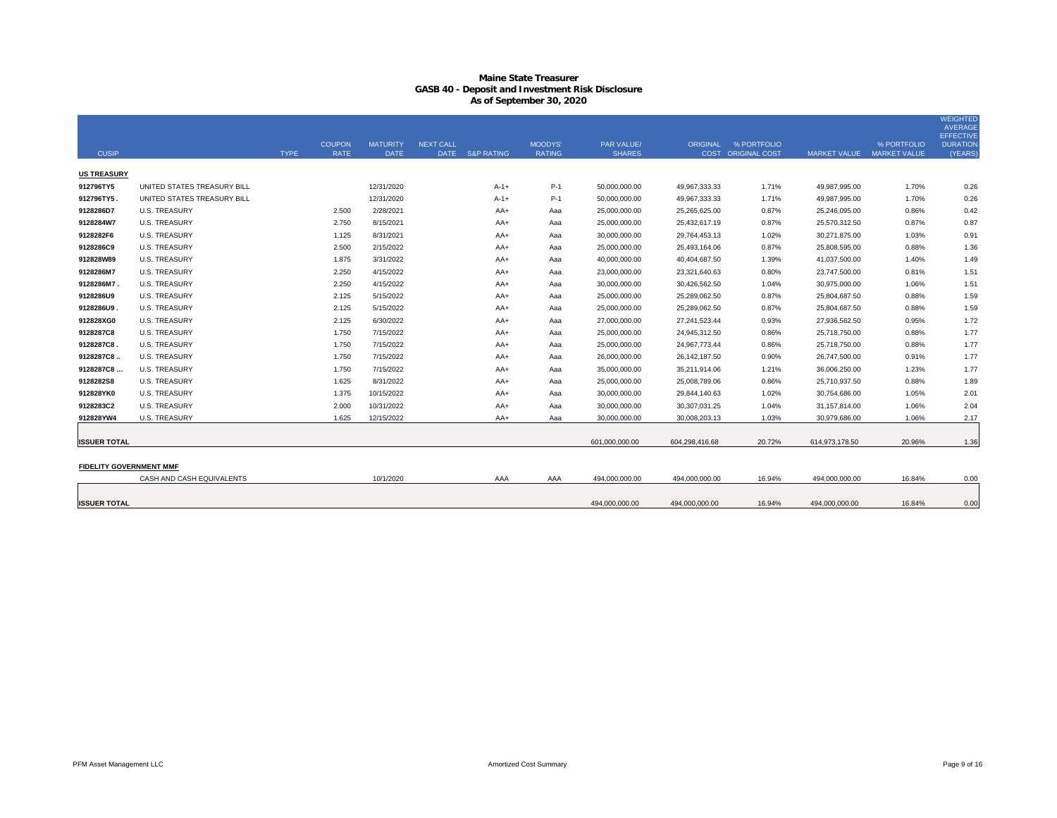# Maine State Treasurer
## GASB 40 - Deposit and Investment Risk Disclosure
### As of September 30, 2020

| CUSIP | | TYPE | COUPON RATE | MATURITY DATE | NEXT CALL DATE | S&P RATING | MOODYS' RATING | PAR VALUE/ SHARES | ORIGINAL COST | % PORTFOLIO ORIGINAL COST | MARKET VALUE | % PORTFOLIO MARKET VALUE | WEIGHTED AVERAGE EFFECTIVE DURATION (YEARS) |
|---|---|---|---|---|---|---|---|---|---|---|---|---|---|
| **US TREASURY** | | | | | | | | | | | | | |
| 912796TY5 | UNITED STATES TREASURY BILL | | | 12/31/2020 | | A-1+ | P-1 | 50,000,000.00 | 49,967,333.33 | 1.71% | 49,987,995.00 | 1.70% | 0.26 |
| 912796TY5 . | UNITED STATES TREASURY BILL | | | 12/31/2020 | | A-1+ | P-1 | 50,000,000.00 | 49,967,333.33 | 1.71% | 49,987,995.00 | 1.70% | 0.26 |
| 9128286D7 | U.S. TREASURY | | 2.500 | 2/28/2021 | | AA+ | Aaa | 25,000,000.00 | 25,265,625.00 | 0.87% | 25,246,095.00 | 0.86% | 0.42 |
| 9128284W7 | U.S. TREASURY | | 2.750 | 8/15/2021 | | AA+ | Aaa | 25,000,000.00 | 25,432,617.19 | 0.87% | 25,570,312.50 | 0.87% | 0.87 |
| 9128282F6 | U.S. TREASURY | | 1.125 | 8/31/2021 | | AA+ | Aaa | 30,000,000.00 | 29,764,453.13 | 1.02% | 30,271,875.00 | 1.03% | 0.91 |
| 9128286C9 | U.S. TREASURY | | 2.500 | 2/15/2022 | | AA+ | Aaa | 25,000,000.00 | 25,493,164.06 | 0.87% | 25,808,595.00 | 0.88% | 1.36 |
| 912828W89 | U.S. TREASURY | | 1.875 | 3/31/2022 | | AA+ | Aaa | 40,000,000.00 | 40,404,687.50 | 1.39% | 41,037,500.00 | 1.40% | 1.49 |
| 9128286M7 | U.S. TREASURY | | 2.250 | 4/15/2022 | | AA+ | Aaa | 23,000,000.00 | 23,321,640.63 | 0.80% | 23,747,500.00 | 0.81% | 1.51 |
| 9128286M7 . | U.S. TREASURY | | 2.250 | 4/15/2022 | | AA+ | Aaa | 30,000,000.00 | 30,426,562.50 | 1.04% | 30,975,000.00 | 1.06% | 1.51 |
| 9128286U9 | U.S. TREASURY | | 2.125 | 5/15/2022 | | AA+ | Aaa | 25,000,000.00 | 25,289,062.50 | 0.87% | 25,804,687.50 | 0.88% | 1.59 |
| 9128286U9 . | U.S. TREASURY | | 2.125 | 5/15/2022 | | AA+ | Aaa | 25,000,000.00 | 25,289,062.50 | 0.87% | 25,804,687.50 | 0.88% | 1.59 |
| 912828XG0 | U.S. TREASURY | | 2.125 | 6/30/2022 | | AA+ | Aaa | 27,000,000.00 | 27,241,523.44 | 0.93% | 27,936,562.50 | 0.95% | 1.72 |
| 9128287C8 | U.S. TREASURY | | 1.750 | 7/15/2022 | | AA+ | Aaa | 25,000,000.00 | 24,945,312.50 | 0.86% | 25,718,750.00 | 0.88% | 1.77 |
| 9128287C8 . | U.S. TREASURY | | 1.750 | 7/15/2022 | | AA+ | Aaa | 25,000,000.00 | 24,967,773.44 | 0.86% | 25,718,750.00 | 0.88% | 1.77 |
| 9128287C8 .. | U.S. TREASURY | | 1.750 | 7/15/2022 | | AA+ | Aaa | 26,000,000.00 | 26,142,187.50 | 0.90% | 26,747,500.00 | 0.91% | 1.77 |
| 9128287C8 ... | U.S. TREASURY | | 1.750 | 7/15/2022 | | AA+ | Aaa | 35,000,000.00 | 35,211,914.06 | 1.21% | 36,006,250.00 | 1.23% | 1.77 |
| 9128282S8 | U.S. TREASURY | | 1.625 | 8/31/2022 | | AA+ | Aaa | 25,000,000.00 | 25,008,789.06 | 0.86% | 25,710,937.50 | 0.88% | 1.89 |
| 912828YK0 | U.S. TREASURY | | 1.375 | 10/15/2022 | | AA+ | Aaa | 30,000,000.00 | 29,844,140.63 | 1.02% | 30,754,686.00 | 1.05% | 2.01 |
| 9128283C2 | U.S. TREASURY | | 2.000 | 10/31/2022 | | AA+ | Aaa | 30,000,000.00 | 30,307,031.25 | 1.04% | 31,157,814.00 | 1.06% | 2.04 |
| 912828YW4 | U.S. TREASURY | | 1.625 | 12/15/2022 | | AA+ | Aaa | 30,000,000.00 | 30,008,203.13 | 1.03% | 30,979,686.00 | 1.06% | 2.17 |
| **ISSUER TOTAL** | | | | | | | | 601,000,000.00 | 604,298,416.68 | 20.72% | 614,973,178.50 | 20.96% | 1.36 |
| **FIDELITY GOVERNMENT MMF** | | | | | | | | | | | | | |
| | CASH AND CASH EQUIVALENTS | | | 10/1/2020 | | AAA | AAA | 494,000,000.00 | 494,000,000.00 | 16.94% | 494,000,000.00 | 16.84% | 0.00 |
| **ISSUER TOTAL** | | | | | | | | 494,000,000.00 | 494,000,000.00 | 16.94% | 494,000,000.00 | 16.84% | 0.00 |

PFM Asset Management LLC — Amortized Cost Summary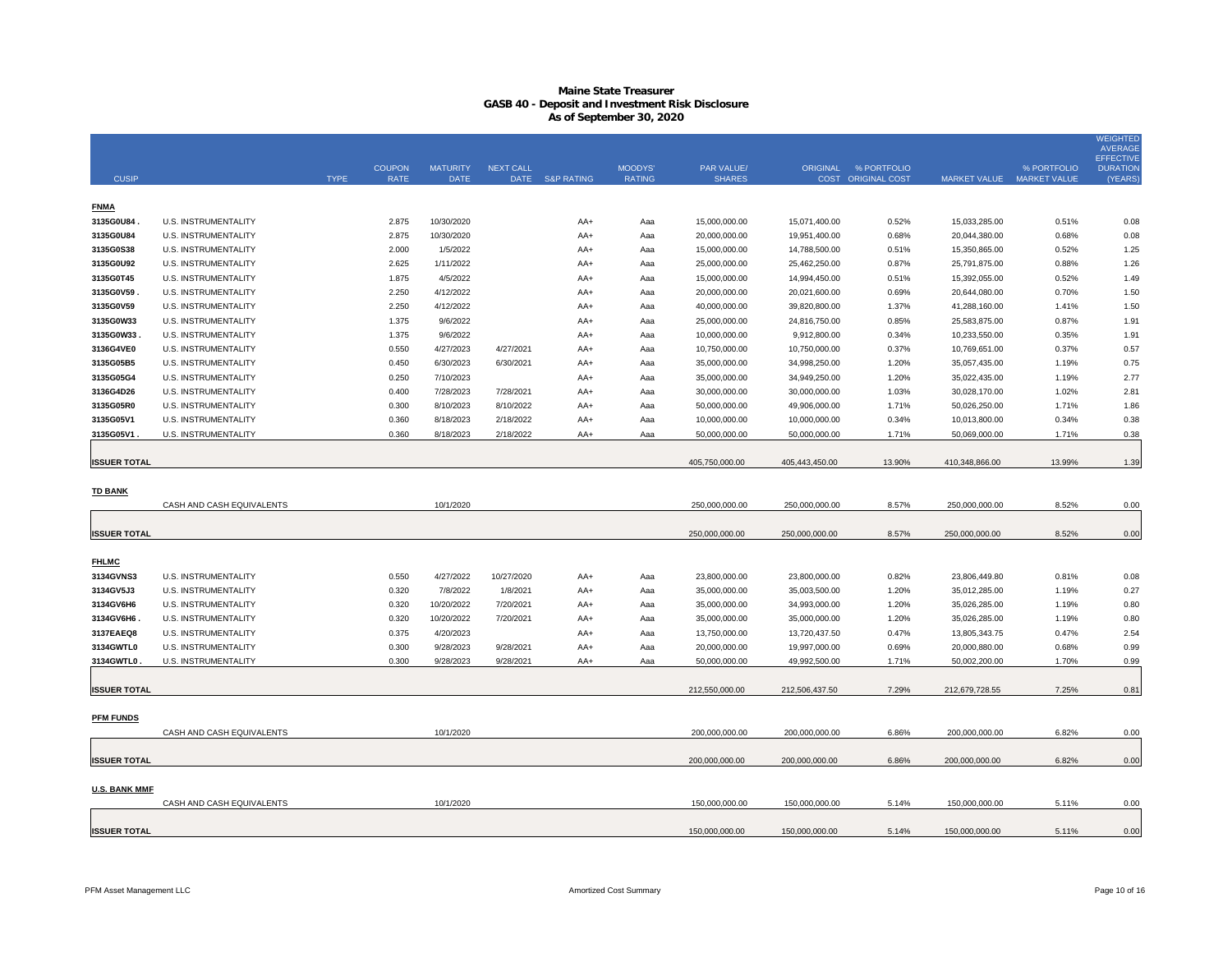# Maine State Treasurer
## GASB 40 - Deposit and Investment Risk Disclosure
### As of September 30, 2020

| CUSIP | | TYPE | COUPON RATE | MATURITY DATE | NEXT CALL DATE | S&P RATING | MOODYS' RATING | PAR VALUE/ SHARES | ORIGINAL COST | % PORTFOLIO ORIGINAL COST | MARKET VALUE | % PORTFOLIO MARKET VALUE | WEIGHTED AVERAGE EFFECTIVE DURATION (YEARS) |
|---|---|---|---|---|---|---|---|---|---|---|---|---|---|
| **FNMA** | | | | | | | | | | | | | |
| 3135G0U84 . | U.S. INSTRUMENTALITY | | 2.875 | 10/30/2020 | | AA+ | Aaa | 15,000,000.00 | 15,071,400.00 | 0.52% | 15,033,285.00 | 0.51% | 0.08 |
| 3135G0U84 | U.S. INSTRUMENTALITY | | 2.875 | 10/30/2020 | | AA+ | Aaa | 20,000,000.00 | 19,951,400.00 | 0.68% | 20,044,380.00 | 0.68% | 0.08 |
| 3135G0S38 | U.S. INSTRUMENTALITY | | 2.000 | 1/5/2022 | | AA+ | Aaa | 15,000,000.00 | 14,788,500.00 | 0.51% | 15,350,865.00 | 0.52% | 1.25 |
| 3135G0U92 | U.S. INSTRUMENTALITY | | 2.625 | 1/11/2022 | | AA+ | Aaa | 25,000,000.00 | 25,462,250.00 | 0.87% | 25,791,875.00 | 0.88% | 1.26 |
| 3135G0T45 | U.S. INSTRUMENTALITY | | 1.875 | 4/5/2022 | | AA+ | Aaa | 15,000,000.00 | 14,994,450.00 | 0.51% | 15,392,055.00 | 0.52% | 1.49 |
| 3135G0V59 . | U.S. INSTRUMENTALITY | | 2.250 | 4/12/2022 | | AA+ | Aaa | 20,000,000.00 | 20,021,600.00 | 0.69% | 20,644,080.00 | 0.70% | 1.50 |
| 3135G0V59 | U.S. INSTRUMENTALITY | | 2.250 | 4/12/2022 | | AA+ | Aaa | 40,000,000.00 | 39,820,800.00 | 1.37% | 41,288,160.00 | 1.41% | 1.50 |
| 3135G0W33 | U.S. INSTRUMENTALITY | | 1.375 | 9/6/2022 | | AA+ | Aaa | 25,000,000.00 | 24,816,750.00 | 0.85% | 25,583,875.00 | 0.87% | 1.91 |
| 3135G0W33 . | U.S. INSTRUMENTALITY | | 1.375 | 9/6/2022 | | AA+ | Aaa | 10,000,000.00 | 9,912,800.00 | 0.34% | 10,233,550.00 | 0.35% | 1.91 |
| 3136G4VE0 | U.S. INSTRUMENTALITY | | 0.550 | 4/27/2023 | 4/27/2021 | AA+ | Aaa | 10,750,000.00 | 10,750,000.00 | 0.37% | 10,769,651.00 | 0.37% | 0.57 |
| 3135G05B5 | U.S. INSTRUMENTALITY | | 0.450 | 6/30/2023 | 6/30/2021 | AA+ | Aaa | 35,000,000.00 | 34,998,250.00 | 1.20% | 35,057,435.00 | 1.19% | 0.75 |
| 3135G05G4 | U.S. INSTRUMENTALITY | | 0.250 | 7/10/2023 | | AA+ | Aaa | 35,000,000.00 | 34,949,250.00 | 1.20% | 35,022,435.00 | 1.19% | 2.77 |
| 3136G4D26 | U.S. INSTRUMENTALITY | | 0.400 | 7/28/2023 | 7/28/2021 | AA+ | Aaa | 30,000,000.00 | 30,000,000.00 | 1.03% | 30,028,170.00 | 1.02% | 2.81 |
| 3135G05R0 | U.S. INSTRUMENTALITY | | 0.300 | 8/10/2023 | 8/10/2022 | AA+ | Aaa | 50,000,000.00 | 49,906,000.00 | 1.71% | 50,026,250.00 | 1.71% | 1.86 |
| 3135G05V1 | U.S. INSTRUMENTALITY | | 0.360 | 8/18/2023 | 2/18/2022 | AA+ | Aaa | 10,000,000.00 | 10,000,000.00 | 0.34% | 10,013,800.00 | 0.34% | 0.38 |
| 3135G05V1 . | U.S. INSTRUMENTALITY | | 0.360 | 8/18/2023 | 2/18/2022 | AA+ | Aaa | 50,000,000.00 | 50,000,000.00 | 1.71% | 50,069,000.00 | 1.71% | 0.38 |
| **ISSUER TOTAL** | | | | | | | | 405,750,000.00 | 405,443,450.00 | 13.90% | 410,348,866.00 | 13.99% | 1.39 |
| **TD BANK** | | | | | | | | | | | | | |
| | CASH AND CASH EQUIVALENTS | | | 10/1/2020 | | | | 250,000,000.00 | 250,000,000.00 | 8.57% | 250,000,000.00 | 8.52% | 0.00 |
| **ISSUER TOTAL** | | | | | | | | 250,000,000.00 | 250,000,000.00 | 8.57% | 250,000,000.00 | 8.52% | 0.00 |
| **FHLMC** | | | | | | | | | | | | | |
| 3134GVNS3 | U.S. INSTRUMENTALITY | | 0.550 | 4/27/2022 | 10/27/2020 | AA+ | Aaa | 23,800,000.00 | 23,800,000.00 | 0.82% | 23,806,449.80 | 0.81% | 0.08 |
| 3134GV5J3 | U.S. INSTRUMENTALITY | | 0.320 | 7/8/2022 | 1/8/2021 | AA+ | Aaa | 35,000,000.00 | 35,003,500.00 | 1.20% | 35,012,285.00 | 1.19% | 0.27 |
| 3134GV6H6 | U.S. INSTRUMENTALITY | | 0.320 | 10/20/2022 | 7/20/2021 | AA+ | Aaa | 35,000,000.00 | 34,993,000.00 | 1.20% | 35,026,285.00 | 1.19% | 0.80 |
| 3134GV6H6 . | U.S. INSTRUMENTALITY | | 0.320 | 10/20/2022 | 7/20/2021 | AA+ | Aaa | 35,000,000.00 | 35,000,000.00 | 1.20% | 35,026,285.00 | 1.19% | 0.80 |
| 3137EAEQ8 | U.S. INSTRUMENTALITY | | 0.375 | 4/20/2023 | | AA+ | Aaa | 13,750,000.00 | 13,720,437.50 | 0.47% | 13,805,343.75 | 0.47% | 2.54 |
| 3134GWTL0 | U.S. INSTRUMENTALITY | | 0.300 | 9/28/2023 | 9/28/2021 | AA+ | Aaa | 20,000,000.00 | 19,997,000.00 | 0.69% | 20,000,880.00 | 0.68% | 0.99 |
| 3134GWTL0 . | U.S. INSTRUMENTALITY | | 0.300 | 9/28/2023 | 9/28/2021 | AA+ | Aaa | 50,000,000.00 | 49,992,500.00 | 1.71% | 50,002,200.00 | 1.70% | 0.99 |
| **ISSUER TOTAL** | | | | | | | | 212,550,000.00 | 212,506,437.50 | 7.29% | 212,679,728.55 | 7.25% | 0.81 |
| **PFM FUNDS** | | | | | | | | | | | | | |
| | CASH AND CASH EQUIVALENTS | | | 10/1/2020 | | | | 200,000,000.00 | 200,000,000.00 | 6.86% | 200,000,000.00 | 6.82% | 0.00 |
| **ISSUER TOTAL** | | | | | | | | 200,000,000.00 | 200,000,000.00 | 6.86% | 200,000,000.00 | 6.82% | 0.00 |
| **U.S. BANK MMF** | | | | | | | | | | | | | |
| | CASH AND CASH EQUIVALENTS | | | 10/1/2020 | | | | 150,000,000.00 | 150,000,000.00 | 5.14% | 150,000,000.00 | 5.11% | 0.00 |
| **ISSUER TOTAL** | | | | | | | | 150,000,000.00 | 150,000,000.00 | 5.14% | 150,000,000.00 | 5.11% | 0.00 |

PFM Asset Management LLC — Amortized Cost Summary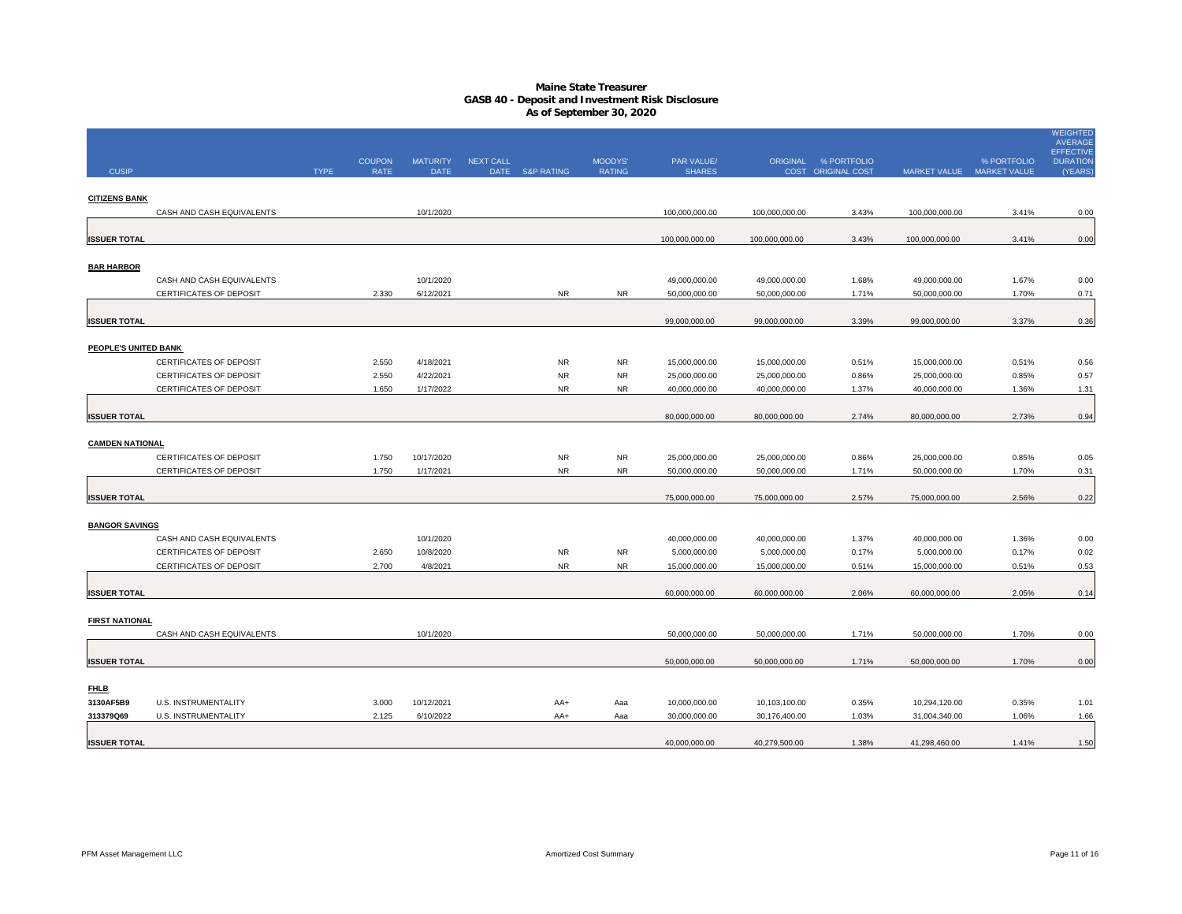# Maine State Treasurer
## GASB 40 - Deposit and Investment Risk Disclosure
### As of September 30, 2020

| CUSIP | | TYPE | COUPON RATE | MATURITY DATE | NEXT CALL DATE | S&P RATING | MOODYS' RATING | PAR VALUE/ SHARES | ORIGINAL COST | % PORTFOLIO ORIGINAL COST | MARKET VALUE | % PORTFOLIO MARKET VALUE | WEIGHTED AVERAGE EFFECTIVE DURATION (YEARS) |
|---|---|---|---|---|---|---|---|---|---|---|---|---|---|
| **CITIZENS BANK** | | | | | | | | | | | | | |
| | CASH AND CASH EQUIVALENTS | | | 10/1/2020 | | | | 100,000,000.00 | 100,000,000.00 | 3.43% | 100,000,000.00 | 3.41% | 0.00 |
| **ISSUER TOTAL** | | | | | | | | 100,000,000.00 | 100,000,000.00 | 3.43% | 100,000,000.00 | 3.41% | 0.00 |
| **BAR HARBOR** | | | | | | | | | | | | | |
| | CASH AND CASH EQUIVALENTS | | | 10/1/2020 | | | | 49,000,000.00 | 49,000,000.00 | 1.68% | 49,000,000.00 | 1.67% | 0.00 |
| | CERTIFICATES OF DEPOSIT | | 2.330 | 6/12/2021 | | NR | NR | 50,000,000.00 | 50,000,000.00 | 1.71% | 50,000,000.00 | 1.70% | 0.71 |
| **ISSUER TOTAL** | | | | | | | | 99,000,000.00 | 99,000,000.00 | 3.39% | 99,000,000.00 | 3.37% | 0.36 |
| **PEOPLE'S UNITED BANK** | | | | | | | | | | | | | |
| | CERTIFICATES OF DEPOSIT | | 2.550 | 4/18/2021 | | NR | NR | 15,000,000.00 | 15,000,000.00 | 0.51% | 15,000,000.00 | 0.51% | 0.56 |
| | CERTIFICATES OF DEPOSIT | | 2.550 | 4/22/2021 | | NR | NR | 25,000,000.00 | 25,000,000.00 | 0.86% | 25,000,000.00 | 0.85% | 0.57 |
| | CERTIFICATES OF DEPOSIT | | 1.650 | 1/17/2022 | | NR | NR | 40,000,000.00 | 40,000,000.00 | 1.37% | 40,000,000.00 | 1.36% | 1.31 |
| **ISSUER TOTAL** | | | | | | | | 80,000,000.00 | 80,000,000.00 | 2.74% | 80,000,000.00 | 2.73% | 0.94 |
| **CAMDEN NATIONAL** | | | | | | | | | | | | | |
| | CERTIFICATES OF DEPOSIT | | 1.750 | 10/17/2020 | | NR | NR | 25,000,000.00 | 25,000,000.00 | 0.86% | 25,000,000.00 | 0.85% | 0.05 |
| | CERTIFICATES OF DEPOSIT | | 1.750 | 1/17/2021 | | NR | NR | 50,000,000.00 | 50,000,000.00 | 1.71% | 50,000,000.00 | 1.70% | 0.31 |
| **ISSUER TOTAL** | | | | | | | | 75,000,000.00 | 75,000,000.00 | 2.57% | 75,000,000.00 | 2.56% | 0.22 |
| **BANGOR SAVINGS** | | | | | | | | | | | | | |
| | CASH AND CASH EQUIVALENTS | | | 10/1/2020 | | | | 40,000,000.00 | 40,000,000.00 | 1.37% | 40,000,000.00 | 1.36% | 0.00 |
| | CERTIFICATES OF DEPOSIT | | 2.650 | 10/8/2020 | | NR | NR | 5,000,000.00 | 5,000,000.00 | 0.17% | 5,000,000.00 | 0.17% | 0.02 |
| | CERTIFICATES OF DEPOSIT | | 2.700 | 4/8/2021 | | NR | NR | 15,000,000.00 | 15,000,000.00 | 0.51% | 15,000,000.00 | 0.51% | 0.53 |
| **ISSUER TOTAL** | | | | | | | | 60,000,000.00 | 60,000,000.00 | 2.06% | 60,000,000.00 | 2.05% | 0.14 |
| **FIRST NATIONAL** | | | | | | | | | | | | | |
| | CASH AND CASH EQUIVALENTS | | | 10/1/2020 | | | | 50,000,000.00 | 50,000,000.00 | 1.71% | 50,000,000.00 | 1.70% | 0.00 |
| **ISSUER TOTAL** | | | | | | | | 50,000,000.00 | 50,000,000.00 | 1.71% | 50,000,000.00 | 1.70% | 0.00 |
| **FHLB** | | | | | | | | | | | | | |
| 3130AF5B9 | U.S. INSTRUMENTALITY | | 3.000 | 10/12/2021 | | AA+ | Aaa | 10,000,000.00 | 10,103,100.00 | 0.35% | 10,294,120.00 | 0.35% | 1.01 |
| 313379Q69 | U.S. INSTRUMENTALITY | | 2.125 | 6/10/2022 | | AA+ | Aaa | 30,000,000.00 | 30,176,400.00 | 1.03% | 31,004,340.00 | 1.06% | 1.66 |
| **ISSUER TOTAL** | | | | | | | | 40,000,000.00 | 40,279,500.00 | 1.38% | 41,298,460.00 | 1.41% | 1.50 |

PFM Asset Management LLC — Amortized Cost Summary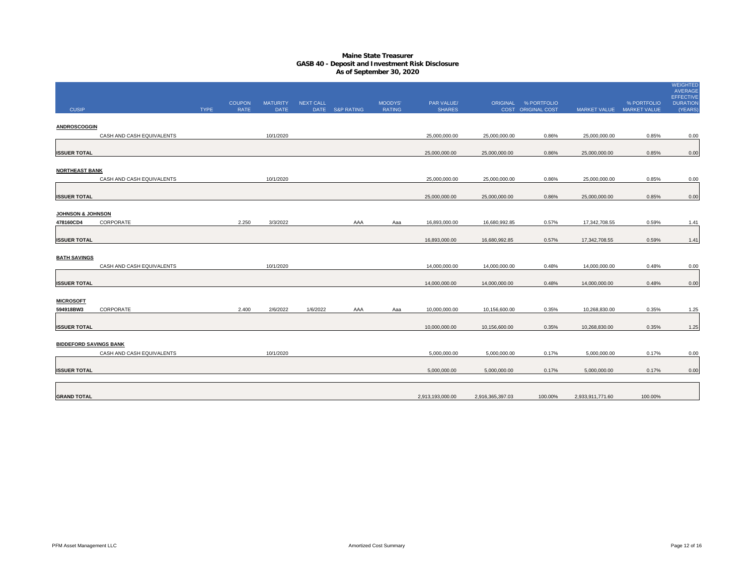# Maine State Treasurer
## GASB 40 - Deposit and Investment Risk Disclosure
### As of September 30, 2020

| CUSIP | | TYPE | COUPON RATE | MATURITY DATE | NEXT CALL DATE | S&P RATING | MOODYS' RATING | PAR VALUE/ SHARES | ORIGINAL COST | % PORTFOLIO ORIGINAL COST | MARKET VALUE | % PORTFOLIO MARKET VALUE | WEIGHTED AVERAGE EFFECTIVE DURATION (YEARS) |
|---|---|---|---|---|---|---|---|---|---|---|---|---|---|
| **ANDROSCOGGIN** | | | | | | | | | | | | | |
| | CASH AND CASH EQUIVALENTS | | | 10/1/2020 | | | | 25,000,000.00 | 25,000,000.00 | 0.86% | 25,000,000.00 | 0.85% | 0.00 |
| **ISSUER TOTAL** | | | | | | | | 25,000,000.00 | 25,000,000.00 | 0.86% | 25,000,000.00 | 0.85% | 0.00 |
| **NORTHEAST BANK** | | | | | | | | | | | | | |
| | CASH AND CASH EQUIVALENTS | | | 10/1/2020 | | | | 25,000,000.00 | 25,000,000.00 | 0.86% | 25,000,000.00 | 0.85% | 0.00 |
| **ISSUER TOTAL** | | | | | | | | 25,000,000.00 | 25,000,000.00 | 0.86% | 25,000,000.00 | 0.85% | 0.00 |
| **JOHNSON & JOHNSON** | | | | | | | | | | | | | |
| 478160CD4 | CORPORATE | | 2.250 | 3/3/2022 | | AAA | Aaa | 16,893,000.00 | 16,680,992.85 | 0.57% | 17,342,708.55 | 0.59% | 1.41 |
| **ISSUER TOTAL** | | | | | | | | 16,893,000.00 | 16,680,992.85 | 0.57% | 17,342,708.55 | 0.59% | 1.41 |
| **BATH SAVINGS** | | | | | | | | | | | | | |
| | CASH AND CASH EQUIVALENTS | | | 10/1/2020 | | | | 14,000,000.00 | 14,000,000.00 | 0.48% | 14,000,000.00 | 0.48% | 0.00 |
| **ISSUER TOTAL** | | | | | | | | 14,000,000.00 | 14,000,000.00 | 0.48% | 14,000,000.00 | 0.48% | 0.00 |
| **MICROSOFT** | | | | | | | | | | | | | |
| 594918BW3 | CORPORATE | | 2.400 | 2/6/2022 | 1/6/2022 | AAA | Aaa | 10,000,000.00 | 10,156,600.00 | 0.35% | 10,268,830.00 | 0.35% | 1.25 |
| **ISSUER TOTAL** | | | | | | | | 10,000,000.00 | 10,156,600.00 | 0.35% | 10,268,830.00 | 0.35% | 1.25 |
| **BIDDEFORD SAVINGS BANK** | | | | | | | | | | | | | |
| | CASH AND CASH EQUIVALENTS | | | 10/1/2020 | | | | 5,000,000.00 | 5,000,000.00 | 0.17% | 5,000,000.00 | 0.17% | 0.00 |
| **ISSUER TOTAL** | | | | | | | | 5,000,000.00 | 5,000,000.00 | 0.17% | 5,000,000.00 | 0.17% | 0.00 |
| **GRAND TOTAL** | | | | | | | | 2,913,193,000.00 | 2,916,365,397.03 | 100.00% | 2,933,911,771.60 | 100.00% | |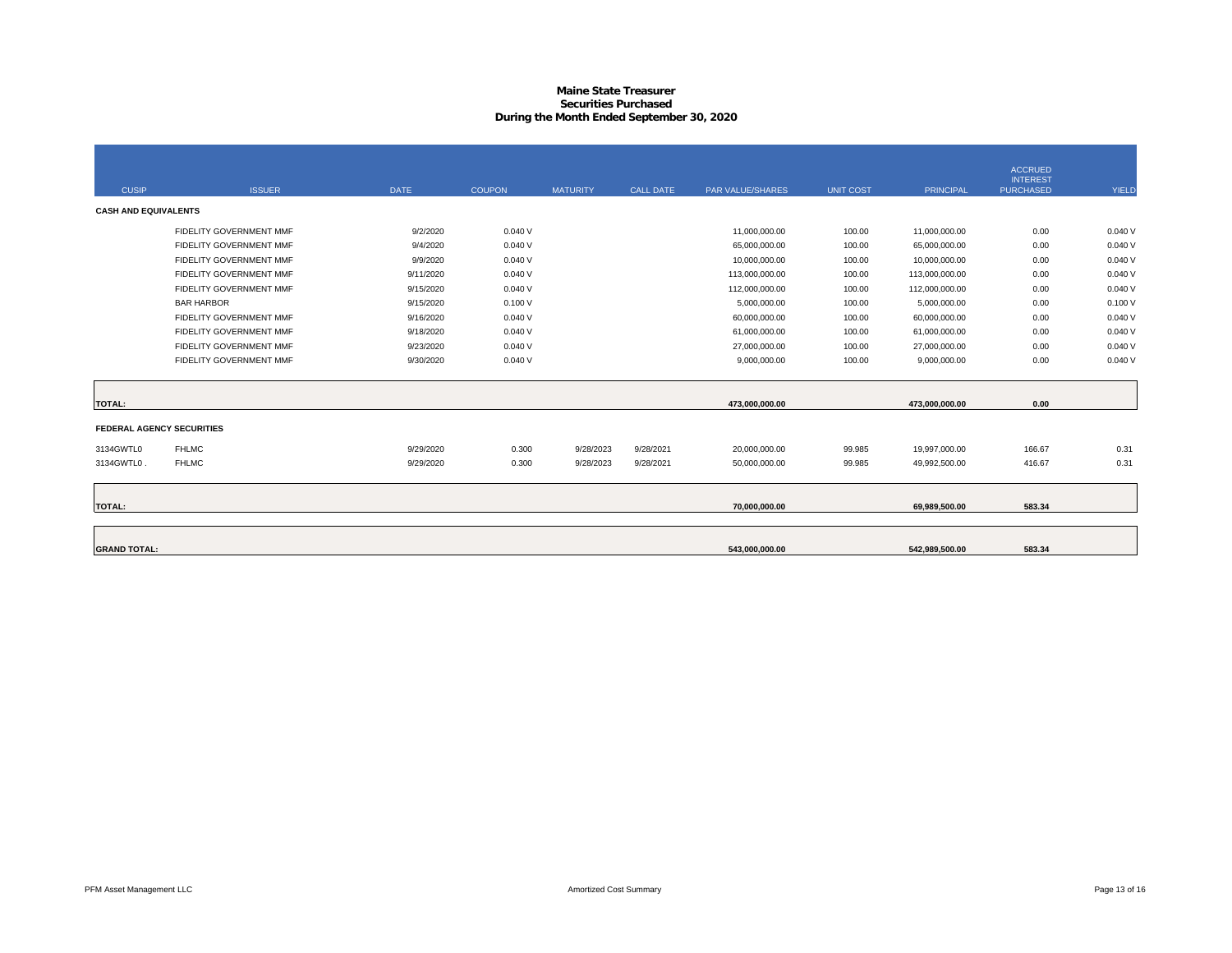# Maine State Treasurer
## Securities Purchased
### During the Month Ended September 30, 2020

| CUSIP | ISSUER | DATE | COUPON | MATURITY | CALL DATE | PAR VALUE/SHARES | UNIT COST | PRINCIPAL | ACCRUED INTEREST PURCHASED | YIELD |
|---|---|---|---|---|---|---|---|---|---|---|
| **CASH AND EQUIVALENTS** | | | | | | | | | | |
| | FIDELITY GOVERNMENT MMF | 9/2/2020 | 0.040 V | | | 11,000,000.00 | 100.00 | 11,000,000.00 | 0.00 | 0.040 V |
| | FIDELITY GOVERNMENT MMF | 9/4/2020 | 0.040 V | | | 65,000,000.00 | 100.00 | 65,000,000.00 | 0.00 | 0.040 V |
| | FIDELITY GOVERNMENT MMF | 9/9/2020 | 0.040 V | | | 10,000,000.00 | 100.00 | 10,000,000.00 | 0.00 | 0.040 V |
| | FIDELITY GOVERNMENT MMF | 9/11/2020 | 0.040 V | | | 113,000,000.00 | 100.00 | 113,000,000.00 | 0.00 | 0.040 V |
| | FIDELITY GOVERNMENT MMF | 9/15/2020 | 0.040 V | | | 112,000,000.00 | 100.00 | 112,000,000.00 | 0.00 | 0.040 V |
| | BAR HARBOR | 9/15/2020 | 0.100 V | | | 5,000,000.00 | 100.00 | 5,000,000.00 | 0.00 | 0.100 V |
| | FIDELITY GOVERNMENT MMF | 9/16/2020 | 0.040 V | | | 60,000,000.00 | 100.00 | 60,000,000.00 | 0.00 | 0.040 V |
| | FIDELITY GOVERNMENT MMF | 9/18/2020 | 0.040 V | | | 61,000,000.00 | 100.00 | 61,000,000.00 | 0.00 | 0.040 V |
| | FIDELITY GOVERNMENT MMF | 9/23/2020 | 0.040 V | | | 27,000,000.00 | 100.00 | 27,000,000.00 | 0.00 | 0.040 V |
| | FIDELITY GOVERNMENT MMF | 9/30/2020 | 0.040 V | | | 9,000,000.00 | 100.00 | 9,000,000.00 | 0.00 | 0.040 V |
| **TOTAL:** | | | | | | **473,000,000.00** | | **473,000,000.00** | **0.00** | |
| **FEDERAL AGENCY SECURITIES** | | | | | | | | | | |
| 3134GWTL0 | FHLMC | 9/29/2020 | 0.300 | 9/28/2023 | 9/28/2021 | 20,000,000.00 | 99.985 | 19,997,000.00 | 166.67 | 0.31 |
| 3134GWTL0 . | FHLMC | 9/29/2020 | 0.300 | 9/28/2023 | 9/28/2021 | 50,000,000.00 | 99.985 | 49,992,500.00 | 416.67 | 0.31 |
| **TOTAL:** | | | | | | **70,000,000.00** | | **69,989,500.00** | **583.34** | |
| **GRAND TOTAL:** | | | | | | **543,000,000.00** | | **542,989,500.00** | **583.34** | |

PFM Asset Management LLC

Amortized Cost Summary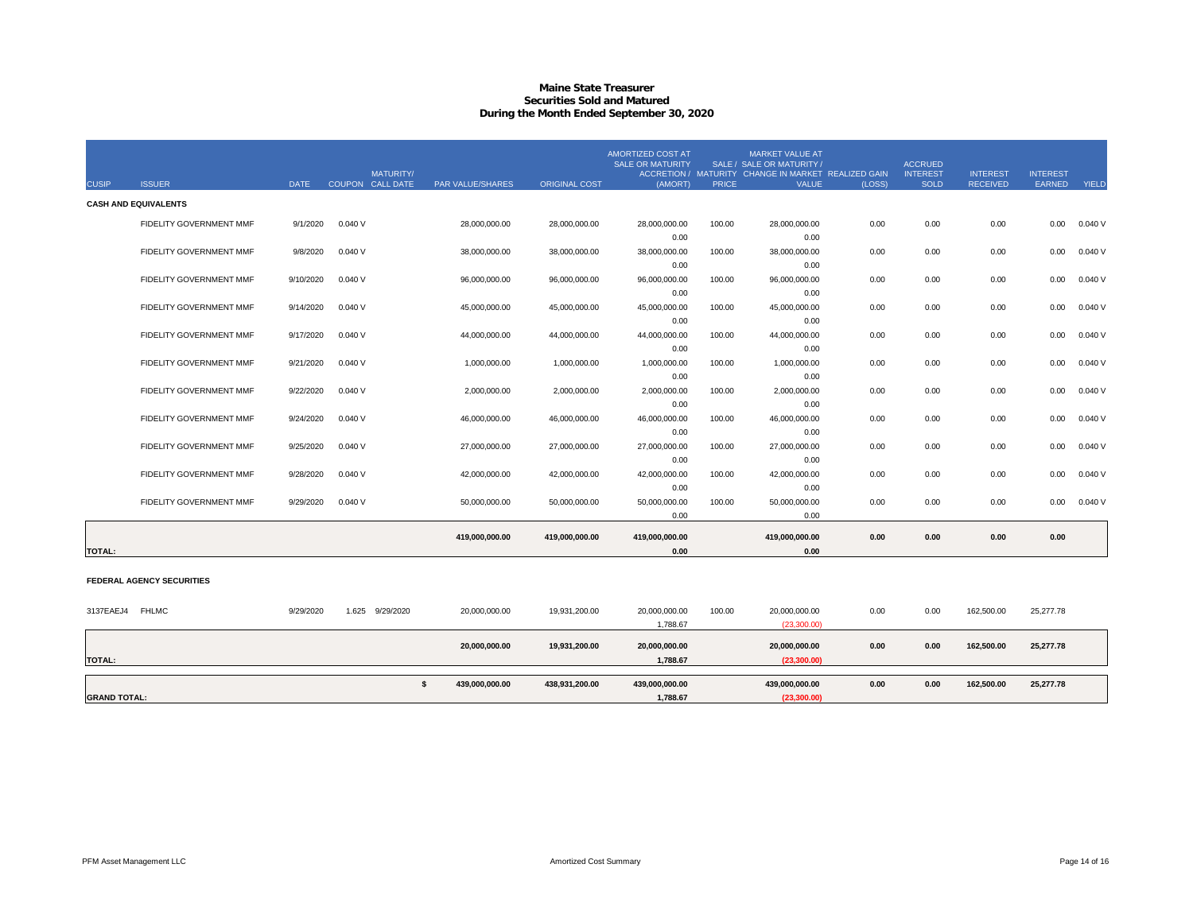# Maine State Treasurer
## Securities Sold and Matured
## During the Month Ended September 30, 2020

| CUSIP | ISSUER | DATE | COUPON | MATURITY/ CALL DATE | PAR VALUE/SHARES | ORIGINAL COST | AMORTIZED COST AT SALE OR MATURITY ACCRETION / (AMORT) | SALE / MATURITY PRICE | MARKET VALUE AT SALE OR MATURITY / CHANGE IN MARKET VALUE | REALIZED GAIN (LOSS) | ACCRUED INTEREST SOLD | INTEREST RECEIVED | INTEREST EARNED | YIELD |
|---|---|---|---|---|---|---|---|---|---|---|---|---|---|---|
| **CASH AND EQUIVALENTS** | | | | | | | | | | | | | | |
| | FIDELITY GOVERNMENT MMF | 9/1/2020 | 0.040 V | | 28,000,000.00 | 28,000,000.00 | 28,000,000.00<br>0.00 | 100.00 | 28,000,000.00<br>0.00 | 0.00 | 0.00 | 0.00 | 0.00 | 0.040 V |
| | FIDELITY GOVERNMENT MMF | 9/8/2020 | 0.040 V | | 38,000,000.00 | 38,000,000.00 | 38,000,000.00<br>0.00 | 100.00 | 38,000,000.00<br>0.00 | 0.00 | 0.00 | 0.00 | 0.00 | 0.040 V |
| | FIDELITY GOVERNMENT MMF | 9/10/2020 | 0.040 V | | 96,000,000.00 | 96,000,000.00 | 96,000,000.00<br>0.00 | 100.00 | 96,000,000.00<br>0.00 | 0.00 | 0.00 | 0.00 | 0.00 | 0.040 V |
| | FIDELITY GOVERNMENT MMF | 9/14/2020 | 0.040 V | | 45,000,000.00 | 45,000,000.00 | 45,000,000.00<br>0.00 | 100.00 | 45,000,000.00<br>0.00 | 0.00 | 0.00 | 0.00 | 0.00 | 0.040 V |
| | FIDELITY GOVERNMENT MMF | 9/17/2020 | 0.040 V | | 44,000,000.00 | 44,000,000.00 | 44,000,000.00<br>0.00 | 100.00 | 44,000,000.00<br>0.00 | 0.00 | 0.00 | 0.00 | 0.00 | 0.040 V |
| | FIDELITY GOVERNMENT MMF | 9/21/2020 | 0.040 V | | 1,000,000.00 | 1,000,000.00 | 1,000,000.00<br>0.00 | 100.00 | 1,000,000.00<br>0.00 | 0.00 | 0.00 | 0.00 | 0.00 | 0.040 V |
| | FIDELITY GOVERNMENT MMF | 9/22/2020 | 0.040 V | | 2,000,000.00 | 2,000,000.00 | 2,000,000.00<br>0.00 | 100.00 | 2,000,000.00<br>0.00 | 0.00 | 0.00 | 0.00 | 0.00 | 0.040 V |
| | FIDELITY GOVERNMENT MMF | 9/24/2020 | 0.040 V | | 46,000,000.00 | 46,000,000.00 | 46,000,000.00<br>0.00 | 100.00 | 46,000,000.00<br>0.00 | 0.00 | 0.00 | 0.00 | 0.00 | 0.040 V |
| | FIDELITY GOVERNMENT MMF | 9/25/2020 | 0.040 V | | 27,000,000.00 | 27,000,000.00 | 27,000,000.00<br>0.00 | 100.00 | 27,000,000.00<br>0.00 | 0.00 | 0.00 | 0.00 | 0.00 | 0.040 V |
| | FIDELITY GOVERNMENT MMF | 9/28/2020 | 0.040 V | | 42,000,000.00 | 42,000,000.00 | 42,000,000.00<br>0.00 | 100.00 | 42,000,000.00<br>0.00 | 0.00 | 0.00 | 0.00 | 0.00 | 0.040 V |
| | FIDELITY GOVERNMENT MMF | 9/29/2020 | 0.040 V | | 50,000,000.00 | 50,000,000.00 | 50,000,000.00<br>0.00 | 100.00 | 50,000,000.00<br>0.00 | 0.00 | 0.00 | 0.00 | 0.00 | 0.040 V |
| **TOTAL:** | | | | | **419,000,000.00** | **419,000,000.00** | **419,000,000.00**<br>**0.00** | | **419,000,000.00**<br>**0.00** | **0.00** | **0.00** | **0.00** | **0.00** | |
| **FEDERAL AGENCY SECURITIES** | | | | | | | | | | | | | | |
| 3137EAEJ4 | FHLMC | 9/29/2020 | 1.625 | 9/29/2020 | 20,000,000.00 | 19,931,200.00 | 20,000,000.00<br>1,788.67 | 100.00 | 20,000,000.00<br>(23,300.00) | 0.00 | 0.00 | 162,500.00 | 25,277.78 | |
| **TOTAL:** | | | | | **20,000,000.00** | **19,931,200.00** | **20,000,000.00**<br>**1,788.67** | | **20,000,000.00**<br>**(23,300.00)** | **0.00** | **0.00** | **162,500.00** | **25,277.78** | |
| **GRAND TOTAL:** | | | | | **$ 439,000,000.00** | **438,931,200.00** | **439,000,000.00**<br>**1,788.67** | | **439,000,000.00**<br>**(23,300.00)** | **0.00** | **0.00** | **162,500.00** | **25,277.78** | |

PFM Asset Management LLC | Amortized Cost Summary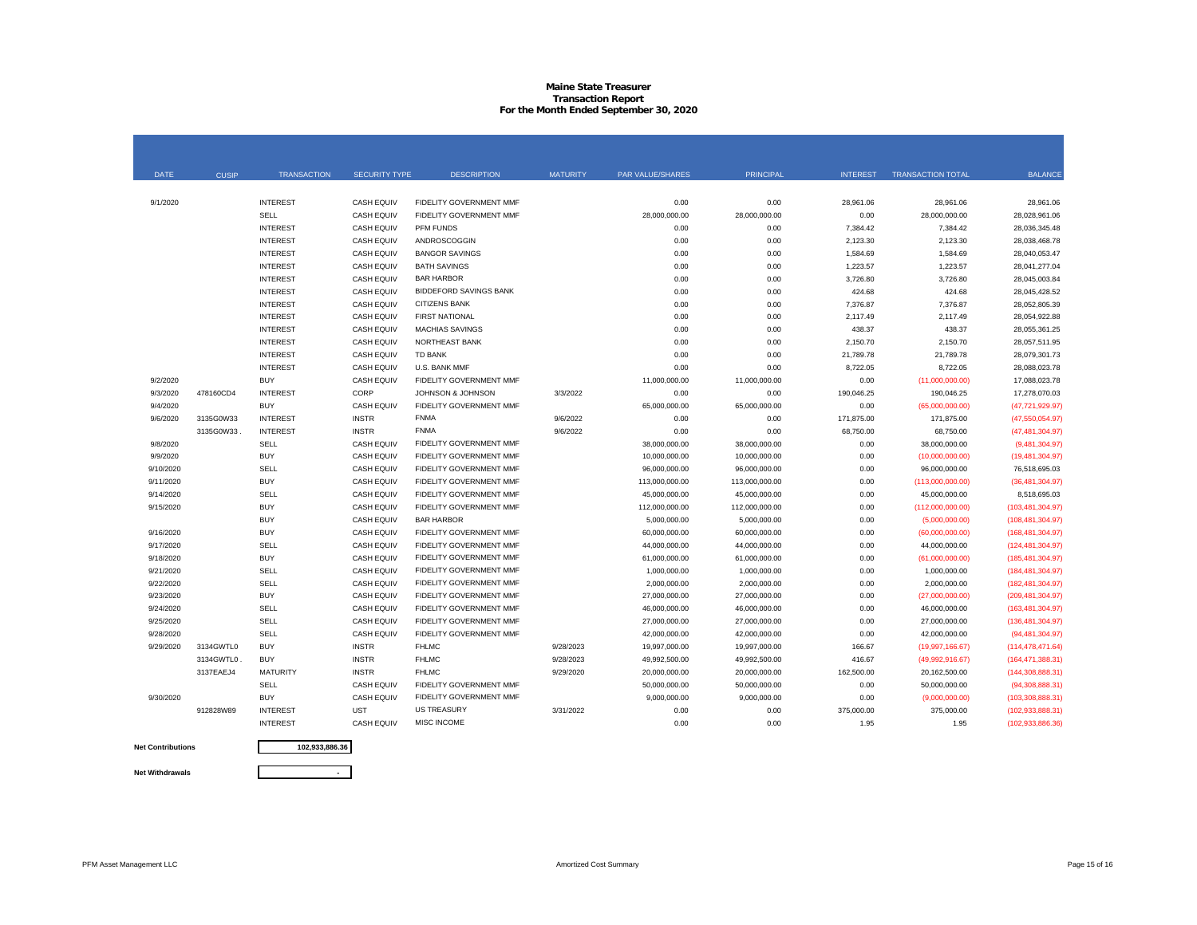# Maine State Treasurer
## Transaction Report
## For the Month Ended September 30, 2020

| DATE | CUSIP | TRANSACTION | SECURITY TYPE | DESCRIPTION | MATURITY | PAR VALUE/SHARES | PRINCIPAL | INTEREST | TRANSACTION TOTAL | BALANCE |
|---|---|---|---|---|---|---|---|---|---|---|
| 9/1/2020 | | INTEREST | CASH EQUIV | FIDELITY GOVERNMENT MMF | | 0.00 | 0.00 | 28,961.06 | 28,961.06 | 28,961.06 |
| | | SELL | CASH EQUIV | FIDELITY GOVERNMENT MMF | | 28,000,000.00 | 28,000,000.00 | 0.00 | 28,000,000.00 | 28,028,961.06 |
| | | INTEREST | CASH EQUIV | PFM FUNDS | | 0.00 | 0.00 | 7,384.42 | 7,384.42 | 28,036,345.48 |
| | | INTEREST | CASH EQUIV | ANDROSCOGGIN | | 0.00 | 0.00 | 2,123.30 | 2,123.30 | 28,038,468.78 |
| | | INTEREST | CASH EQUIV | BANGOR SAVINGS | | 0.00 | 0.00 | 1,584.69 | 1,584.69 | 28,040,053.47 |
| | | INTEREST | CASH EQUIV | BATH SAVINGS | | 0.00 | 0.00 | 1,223.57 | 1,223.57 | 28,041,277.04 |
| | | INTEREST | CASH EQUIV | BAR HARBOR | | 0.00 | 0.00 | 3,726.80 | 3,726.80 | 28,045,003.84 |
| | | INTEREST | CASH EQUIV | BIDDEFORD SAVINGS BANK | | 0.00 | 0.00 | 424.68 | 424.68 | 28,045,428.52 |
| | | INTEREST | CASH EQUIV | CITIZENS BANK | | 0.00 | 0.00 | 7,376.87 | 7,376.87 | 28,052,805.39 |
| | | INTEREST | CASH EQUIV | FIRST NATIONAL | | 0.00 | 0.00 | 2,117.49 | 2,117.49 | 28,054,922.88 |
| | | INTEREST | CASH EQUIV | MACHIAS SAVINGS | | 0.00 | 0.00 | 438.37 | 438.37 | 28,055,361.25 |
| | | INTEREST | CASH EQUIV | NORTHEAST BANK | | 0.00 | 0.00 | 2,150.70 | 2,150.70 | 28,057,511.95 |
| | | INTEREST | CASH EQUIV | TD BANK | | 0.00 | 0.00 | 21,789.78 | 21,789.78 | 28,079,301.73 |
| | | INTEREST | CASH EQUIV | U.S. BANK MMF | | 0.00 | 0.00 | 8,722.05 | 8,722.05 | 28,088,023.78 |
| 9/2/2020 | | BUY | CASH EQUIV | FIDELITY GOVERNMENT MMF | | 11,000,000.00 | 11,000,000.00 | 0.00 | (11,000,000.00) | 17,088,023.78 |
| 9/3/2020 | 478160CD4 | INTEREST | CORP | JOHNSON & JOHNSON | 3/3/2022 | 0.00 | 0.00 | 190,046.25 | 190,046.25 | 17,278,070.03 |
| 9/4/2020 | | BUY | CASH EQUIV | FIDELITY GOVERNMENT MMF | | 65,000,000.00 | 65,000,000.00 | 0.00 | (65,000,000.00) | (47,721,929.97) |
| 9/6/2020 | 3135G0W33 | INTEREST | INSTR | FNMA | 9/6/2022 | 0.00 | 0.00 | 171,875.00 | 171,875.00 | (47,550,054.97) |
| | 3135G0W33 . | INTEREST | INSTR | FNMA | 9/6/2022 | 0.00 | 0.00 | 68,750.00 | 68,750.00 | (47,481,304.97) |
| 9/8/2020 | | SELL | CASH EQUIV | FIDELITY GOVERNMENT MMF | | 38,000,000.00 | 38,000,000.00 | 0.00 | 38,000,000.00 | (9,481,304.97) |
| 9/9/2020 | | BUY | CASH EQUIV | FIDELITY GOVERNMENT MMF | | 10,000,000.00 | 10,000,000.00 | 0.00 | (10,000,000.00) | (19,481,304.97) |
| 9/10/2020 | | SELL | CASH EQUIV | FIDELITY GOVERNMENT MMF | | 96,000,000.00 | 96,000,000.00 | 0.00 | 96,000,000.00 | 76,518,695.03 |
| 9/11/2020 | | BUY | CASH EQUIV | FIDELITY GOVERNMENT MMF | | 113,000,000.00 | 113,000,000.00 | 0.00 | (113,000,000.00) | (36,481,304.97) |
| 9/14/2020 | | SELL | CASH EQUIV | FIDELITY GOVERNMENT MMF | | 45,000,000.00 | 45,000,000.00 | 0.00 | 45,000,000.00 | 8,518,695.03 |
| 9/15/2020 | | BUY | CASH EQUIV | FIDELITY GOVERNMENT MMF | | 112,000,000.00 | 112,000,000.00 | 0.00 | (112,000,000.00) | (103,481,304.97) |
| | | BUY | CASH EQUIV | BAR HARBOR | | 5,000,000.00 | 5,000,000.00 | 0.00 | (5,000,000.00) | (108,481,304.97) |
| 9/16/2020 | | BUY | CASH EQUIV | FIDELITY GOVERNMENT MMF | | 60,000,000.00 | 60,000,000.00 | 0.00 | (60,000,000.00) | (168,481,304.97) |
| 9/17/2020 | | SELL | CASH EQUIV | FIDELITY GOVERNMENT MMF | | 44,000,000.00 | 44,000,000.00 | 0.00 | 44,000,000.00 | (124,481,304.97) |
| 9/18/2020 | | BUY | CASH EQUIV | FIDELITY GOVERNMENT MMF | | 61,000,000.00 | 61,000,000.00 | 0.00 | (61,000,000.00) | (185,481,304.97) |
| 9/21/2020 | | SELL | CASH EQUIV | FIDELITY GOVERNMENT MMF | | 1,000,000.00 | 1,000,000.00 | 0.00 | 1,000,000.00 | (184,481,304.97) |
| 9/22/2020 | | SELL | CASH EQUIV | FIDELITY GOVERNMENT MMF | | 2,000,000.00 | 2,000,000.00 | 0.00 | 2,000,000.00 | (182,481,304.97) |
| 9/23/2020 | | BUY | CASH EQUIV | FIDELITY GOVERNMENT MMF | | 27,000,000.00 | 27,000,000.00 | 0.00 | (27,000,000.00) | (209,481,304.97) |
| 9/24/2020 | | SELL | CASH EQUIV | FIDELITY GOVERNMENT MMF | | 46,000,000.00 | 46,000,000.00 | 0.00 | 46,000,000.00 | (163,481,304.97) |
| 9/25/2020 | | SELL | CASH EQUIV | FIDELITY GOVERNMENT MMF | | 27,000,000.00 | 27,000,000.00 | 0.00 | 27,000,000.00 | (136,481,304.97) |
| 9/28/2020 | | SELL | CASH EQUIV | FIDELITY GOVERNMENT MMF | | 42,000,000.00 | 42,000,000.00 | 0.00 | 42,000,000.00 | (94,481,304.97) |
| 9/29/2020 | 3134GWTL0 | BUY | INSTR | FHLMC | 9/28/2023 | 19,997,000.00 | 19,997,000.00 | 166.67 | (19,997,166.67) | (114,478,471.64) |
| | 3134GWTL0 . | BUY | INSTR | FHLMC | 9/28/2023 | 49,992,500.00 | 49,992,500.00 | 416.67 | (49,992,916.67) | (164,471,388.31) |
| | 3137EAEJ4 | MATURITY | INSTR | FHLMC | 9/29/2020 | 20,000,000.00 | 20,000,000.00 | 162,500.00 | 20,162,500.00 | (144,308,888.31) |
| | | SELL | CASH EQUIV | FIDELITY GOVERNMENT MMF | | 50,000,000.00 | 50,000,000.00 | 0.00 | 50,000,000.00 | (94,308,888.31) |
| 9/30/2020 | | BUY | CASH EQUIV | FIDELITY GOVERNMENT MMF | | 9,000,000.00 | 9,000,000.00 | 0.00 | (9,000,000.00) | (103,308,888.31) |
| | 912828W89 | INTEREST | UST | US TREASURY | 3/31/2022 | 0.00 | 0.00 | 375,000.00 | 375,000.00 | (102,933,888.31) |
| | | INTEREST | CASH EQUIV | MISC INCOME | | 0.00 | 0.00 | 1.95 | 1.95 | (102,933,886.36) |

| | |
|---|---|
| **Net Contributions** | **102,933,886.36** |
| **Net Withdrawals** | - |

PFM Asset Management LLC — Amortized Cost Summary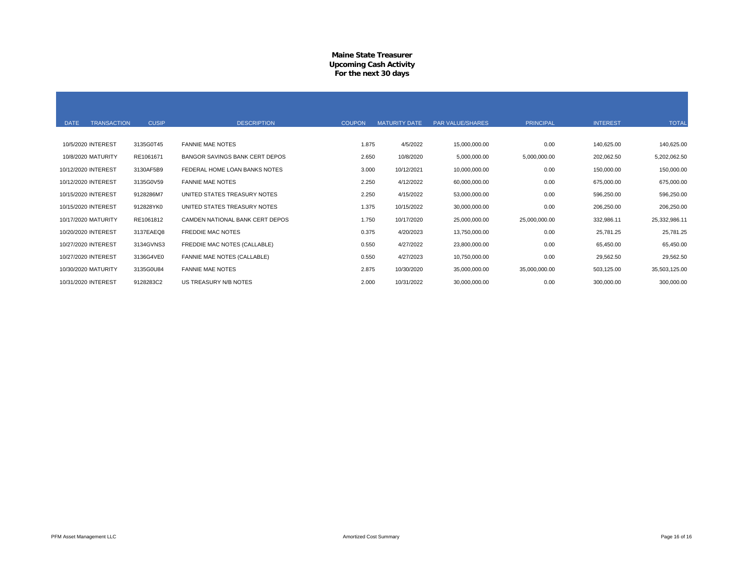# Maine State Treasurer
## Upcoming Cash Activity
## For the next 30 days

| DATE | TRANSACTION | CUSIP | DESCRIPTION | COUPON | MATURITY DATE | PAR VALUE/SHARES | PRINCIPAL | INTEREST | TOTAL |
|---|---|---|---|---|---|---|---|---|---|
| 10/5/2020 | INTEREST | 3135G0T45 | FANNIE MAE NOTES | 1.875 | 4/5/2022 | 15,000,000.00 | 0.00 | 140,625.00 | 140,625.00 |
| 10/8/2020 | MATURITY | RE1061671 | BANGOR SAVINGS BANK CERT DEPOS | 2.650 | 10/8/2020 | 5,000,000.00 | 5,000,000.00 | 202,062.50 | 5,202,062.50 |
| 10/12/2020 | INTEREST | 3130AF5B9 | FEDERAL HOME LOAN BANKS NOTES | 3.000 | 10/12/2021 | 10,000,000.00 | 0.00 | 150,000.00 | 150,000.00 |
| 10/12/2020 | INTEREST | 3135G0V59 | FANNIE MAE NOTES | 2.250 | 4/12/2022 | 60,000,000.00 | 0.00 | 675,000.00 | 675,000.00 |
| 10/15/2020 | INTEREST | 9128286M7 | UNITED STATES TREASURY NOTES | 2.250 | 4/15/2022 | 53,000,000.00 | 0.00 | 596,250.00 | 596,250.00 |
| 10/15/2020 | INTEREST | 912828YK0 | UNITED STATES TREASURY NOTES | 1.375 | 10/15/2022 | 30,000,000.00 | 0.00 | 206,250.00 | 206,250.00 |
| 10/17/2020 | MATURITY | RE1061812 | CAMDEN NATIONAL BANK CERT DEPOS | 1.750 | 10/17/2020 | 25,000,000.00 | 25,000,000.00 | 332,986.11 | 25,332,986.11 |
| 10/20/2020 | INTEREST | 3137EAEQ8 | FREDDIE MAC NOTES | 0.375 | 4/20/2023 | 13,750,000.00 | 0.00 | 25,781.25 | 25,781.25 |
| 10/27/2020 | INTEREST | 3134GVNS3 | FREDDIE MAC NOTES (CALLABLE) | 0.550 | 4/27/2022 | 23,800,000.00 | 0.00 | 65,450.00 | 65,450.00 |
| 10/27/2020 | INTEREST | 3136G4VE0 | FANNIE MAE NOTES (CALLABLE) | 0.550 | 4/27/2023 | 10,750,000.00 | 0.00 | 29,562.50 | 29,562.50 |
| 10/30/2020 | MATURITY | 3135G0U84 | FANNIE MAE NOTES | 2.875 | 10/30/2020 | 35,000,000.00 | 35,000,000.00 | 503,125.00 | 35,503,125.00 |
| 10/31/2020 | INTEREST | 9128283C2 | US TREASURY N/B NOTES | 2.000 | 10/31/2022 | 30,000,000.00 | 0.00 | 300,000.00 | 300,000.00 |